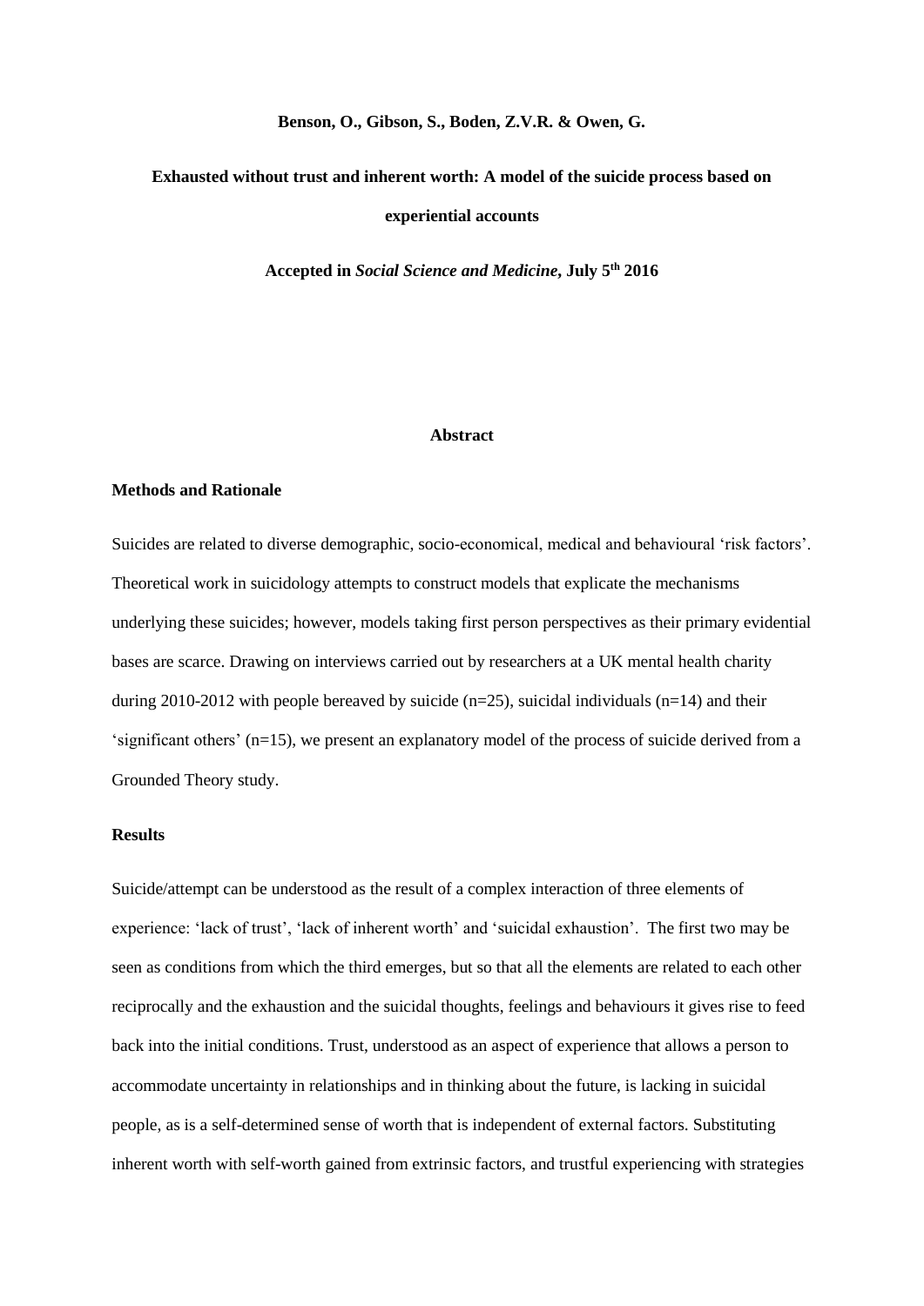**Benson, O., Gibson, S., Boden, Z.V.R. & Owen, G.**

# Exhausted without trust and inherent worth: A model of the suicide process based on experiential accounts

**Accepted in *Social Science and Medicine*, July 5th 2016**

## Abstract

### Methods and Rationale

Suicides are related to diverse demographic, socio-economical, medical and behavioural 'risk factors'. Theoretical work in suicidology attempts to construct models that explicate the mechanisms underlying these suicides; however, models taking first person perspectives as their primary evidential bases are scarce. Drawing on interviews carried out by researchers at a UK mental health charity during 2010-2012 with people bereaved by suicide (n=25), suicidal individuals (n=14) and their 'significant others' (n=15), we present an explanatory model of the process of suicide derived from a Grounded Theory study.

### Results

Suicide/attempt can be understood as the result of a complex interaction of three elements of experience: 'lack of trust', 'lack of inherent worth' and 'suicidal exhaustion'. The first two may be seen as conditions from which the third emerges, but so that all the elements are related to each other reciprocally and the exhaustion and the suicidal thoughts, feelings and behaviours it gives rise to feed back into the initial conditions. Trust, understood as an aspect of experience that allows a person to accommodate uncertainty in relationships and in thinking about the future, is lacking in suicidal people, as is a self-determined sense of worth that is independent of external factors. Substituting inherent worth with self-worth gained from extrinsic factors, and trustful experiencing with strategies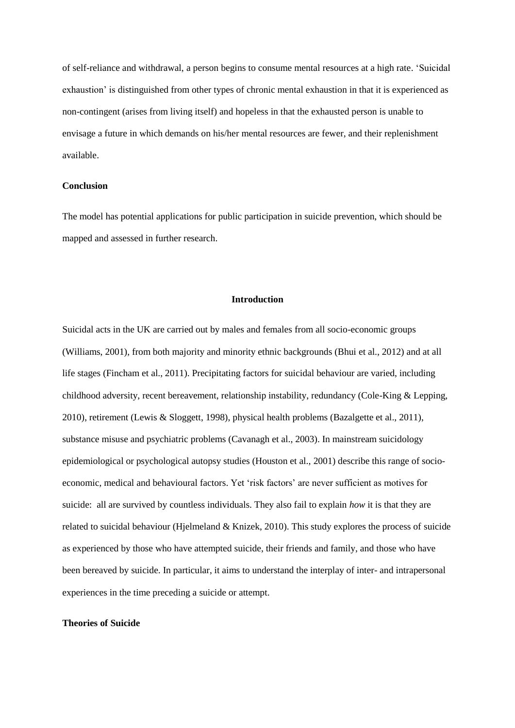of self-reliance and withdrawal, a person begins to consume mental resources at a high rate. 'Suicidal exhaustion' is distinguished from other types of chronic mental exhaustion in that it is experienced as non-contingent (arises from living itself) and hopeless in that the exhausted person is unable to envisage a future in which demands on his/her mental resources are fewer, and their replenishment available.

**Conclusion**

The model has potential applications for public participation in suicide prevention, which should be mapped and assessed in further research.

## Introduction

Suicidal acts in the UK are carried out by males and females from all socio-economic groups (Williams, 2001), from both majority and minority ethnic backgrounds (Bhui et al., 2012) and at all life stages (Fincham et al., 2011). Precipitating factors for suicidal behaviour are varied, including childhood adversity, recent bereavement, relationship instability, redundancy (Cole-King & Lepping, 2010), retirement (Lewis & Sloggett, 1998), physical health problems (Bazalgette et al., 2011), substance misuse and psychiatric problems (Cavanagh et al., 2003). In mainstream suicidology epidemiological or psychological autopsy studies (Houston et al., 2001) describe this range of socio-economic, medical and behavioural factors. Yet 'risk factors' are never sufficient as motives for suicide: all are survived by countless individuals. They also fail to explain *how* it is that they are related to suicidal behaviour (Hjelmeland & Knizek, 2010). This study explores the process of suicide as experienced by those who have attempted suicide, their friends and family, and those who have been bereaved by suicide. In particular, it aims to understand the interplay of inter- and intrapersonal experiences in the time preceding a suicide or attempt.

### Theories of Suicide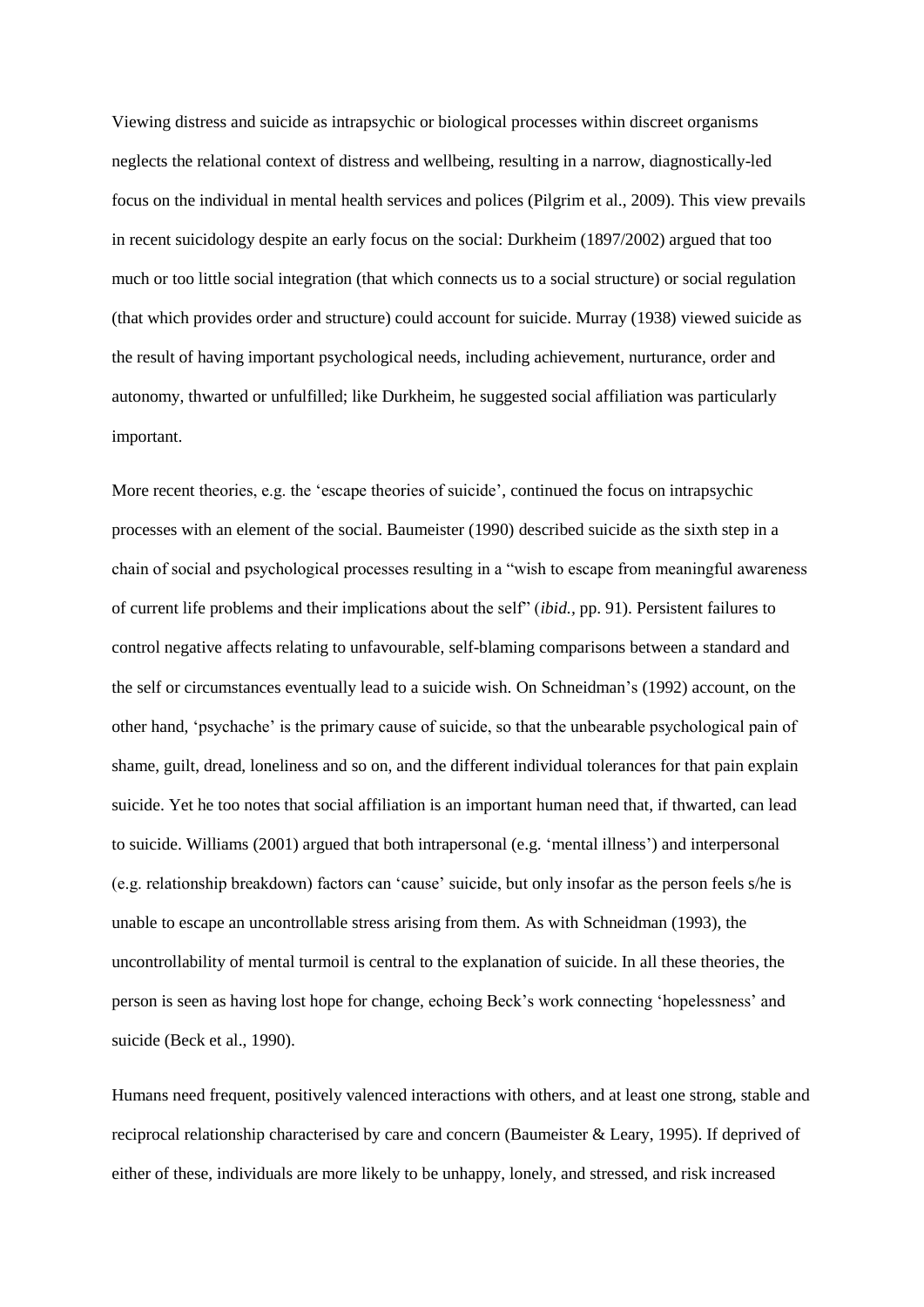Viewing distress and suicide as intrapsychic or biological processes within discreet organisms neglects the relational context of distress and wellbeing, resulting in a narrow, diagnostically-led focus on the individual in mental health services and polices (Pilgrim et al., 2009). This view prevails in recent suicidology despite an early focus on the social: Durkheim (1897/2002) argued that too much or too little social integration (that which connects us to a social structure) or social regulation (that which provides order and structure) could account for suicide. Murray (1938) viewed suicide as the result of having important psychological needs, including achievement, nurturance, order and autonomy, thwarted or unfulfilled; like Durkheim, he suggested social affiliation was particularly important.

More recent theories, e.g. the 'escape theories of suicide', continued the focus on intrapsychic processes with an element of the social. Baumeister (1990) described suicide as the sixth step in a chain of social and psychological processes resulting in a "wish to escape from meaningful awareness of current life problems and their implications about the self" (*ibid.*, pp. 91). Persistent failures to control negative affects relating to unfavourable, self-blaming comparisons between a standard and the self or circumstances eventually lead to a suicide wish. On Schneidman's (1992) account, on the other hand, 'psychache' is the primary cause of suicide, so that the unbearable psychological pain of shame, guilt, dread, loneliness and so on, and the different individual tolerances for that pain explain suicide. Yet he too notes that social affiliation is an important human need that, if thwarted, can lead to suicide. Williams (2001) argued that both intrapersonal (e.g. 'mental illness') and interpersonal (e.g. relationship breakdown) factors can 'cause' suicide, but only insofar as the person feels s/he is unable to escape an uncontrollable stress arising from them. As with Schneidman (1993), the uncontrollability of mental turmoil is central to the explanation of suicide. In all these theories, the person is seen as having lost hope for change, echoing Beck's work connecting 'hopelessness' and suicide (Beck et al., 1990).

Humans need frequent, positively valenced interactions with others, and at least one strong, stable and reciprocal relationship characterised by care and concern (Baumeister & Leary, 1995). If deprived of either of these, individuals are more likely to be unhappy, lonely, and stressed, and risk increased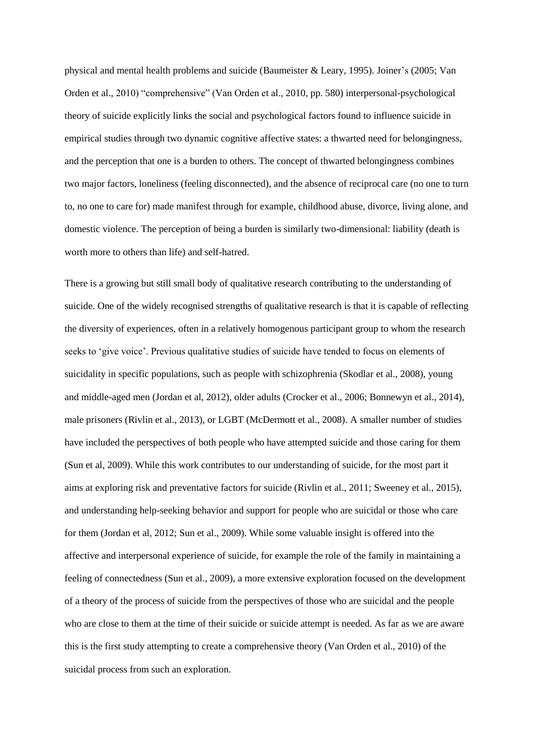physical and mental health problems and suicide (Baumeister & Leary, 1995). Joiner's (2005; Van Orden et al., 2010) "comprehensive" (Van Orden et al., 2010, pp. 580) interpersonal-psychological theory of suicide explicitly links the social and psychological factors found to influence suicide in empirical studies through two dynamic cognitive affective states: a thwarted need for belongingness, and the perception that one is a burden to others. The concept of thwarted belongingness combines two major factors, loneliness (feeling disconnected), and the absence of reciprocal care (no one to turn to, no one to care for) made manifest through for example, childhood abuse, divorce, living alone, and domestic violence. The perception of being a burden is similarly two-dimensional: liability (death is worth more to others than life) and self-hatred.

There is a growing but still small body of qualitative research contributing to the understanding of suicide. One of the widely recognised strengths of qualitative research is that it is capable of reflecting the diversity of experiences, often in a relatively homogenous participant group to whom the research seeks to 'give voice'. Previous qualitative studies of suicide have tended to focus on elements of suicidality in specific populations, such as people with schizophrenia (Skodlar et al., 2008), young and middle-aged men (Jordan et al, 2012), older adults (Crocker et al., 2006; Bonnewyn et al., 2014), male prisoners (Rivlin et al., 2013), or LGBT (McDermott et al., 2008). A smaller number of studies have included the perspectives of both people who have attempted suicide and those caring for them (Sun et al, 2009). While this work contributes to our understanding of suicide, for the most part it aims at exploring risk and preventative factors for suicide (Rivlin et al., 2011; Sweeney et al., 2015), and understanding help-seeking behavior and support for people who are suicidal or those who care for them (Jordan et al, 2012; Sun et al., 2009). While some valuable insight is offered into the affective and interpersonal experience of suicide, for example the role of the family in maintaining a feeling of connectedness (Sun et al., 2009), a more extensive exploration focused on the development of a theory of the process of suicide from the perspectives of those who are suicidal and the people who are close to them at the time of their suicide or suicide attempt is needed. As far as we are aware this is the first study attempting to create a comprehensive theory (Van Orden et al., 2010) of the suicidal process from such an exploration.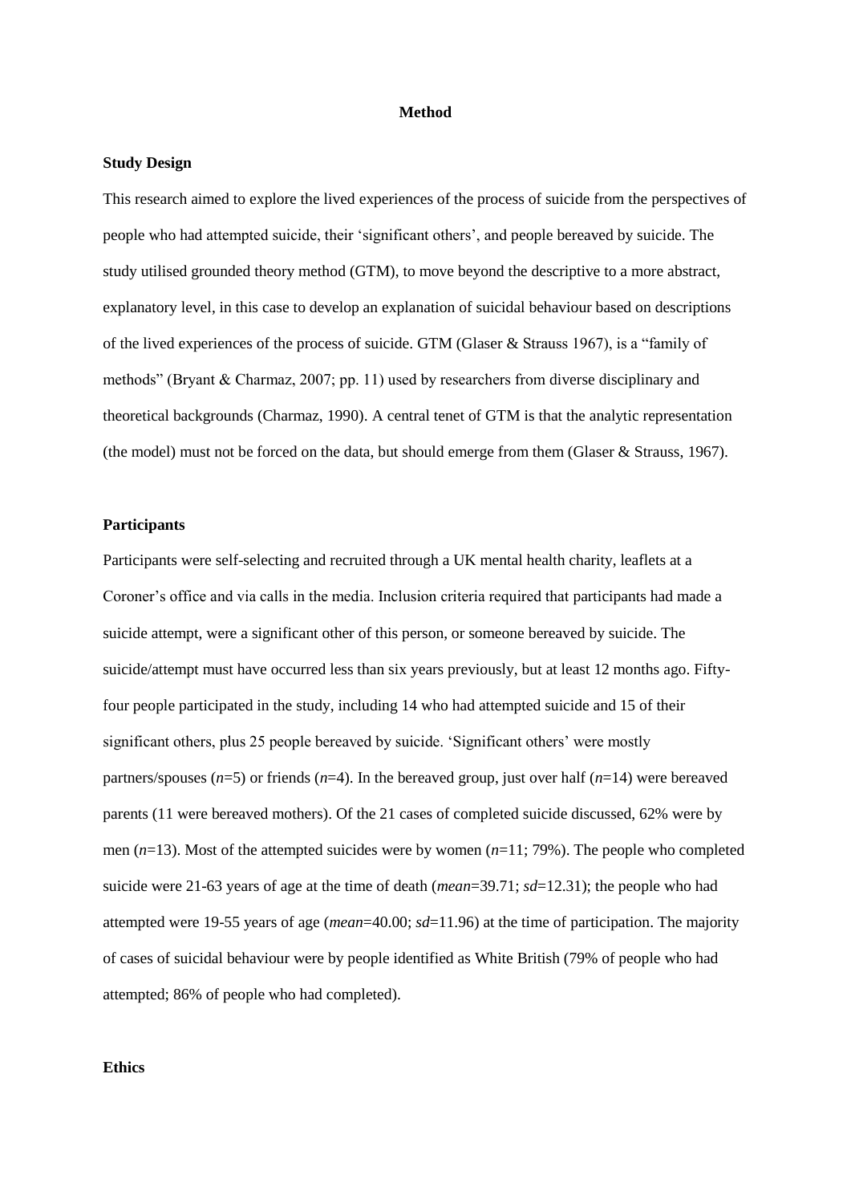# Method

## Study Design

This research aimed to explore the lived experiences of the process of suicide from the perspectives of people who had attempted suicide, their 'significant others', and people bereaved by suicide. The study utilised grounded theory method (GTM), to move beyond the descriptive to a more abstract, explanatory level, in this case to develop an explanation of suicidal behaviour based on descriptions of the lived experiences of the process of suicide. GTM (Glaser & Strauss 1967), is a "family of methods" (Bryant & Charmaz, 2007; pp. 11) used by researchers from diverse disciplinary and theoretical backgrounds (Charmaz, 1990). A central tenet of GTM is that the analytic representation (the model) must not be forced on the data, but should emerge from them (Glaser & Strauss, 1967).

## Participants

Participants were self-selecting and recruited through a UK mental health charity, leaflets at a Coroner's office and via calls in the media. Inclusion criteria required that participants had made a suicide attempt, were a significant other of this person, or someone bereaved by suicide. The suicide/attempt must have occurred less than six years previously, but at least 12 months ago. Fifty-four people participated in the study, including 14 who had attempted suicide and 15 of their significant others, plus 25 people bereaved by suicide. 'Significant others' were mostly partners/spouses (*n*=5) or friends (*n*=4). In the bereaved group, just over half (*n*=14) were bereaved parents (11 were bereaved mothers). Of the 21 cases of completed suicide discussed, 62% were by men (*n*=13). Most of the attempted suicides were by women (*n*=11; 79%). The people who completed suicide were 21-63 years of age at the time of death (*mean*=39.71; *sd*=12.31); the people who had attempted were 19-55 years of age (*mean*=40.00; *sd*=11.96) at the time of participation. The majority of cases of suicidal behaviour were by people identified as White British (79% of people who had attempted; 86% of people who had completed).

## Ethics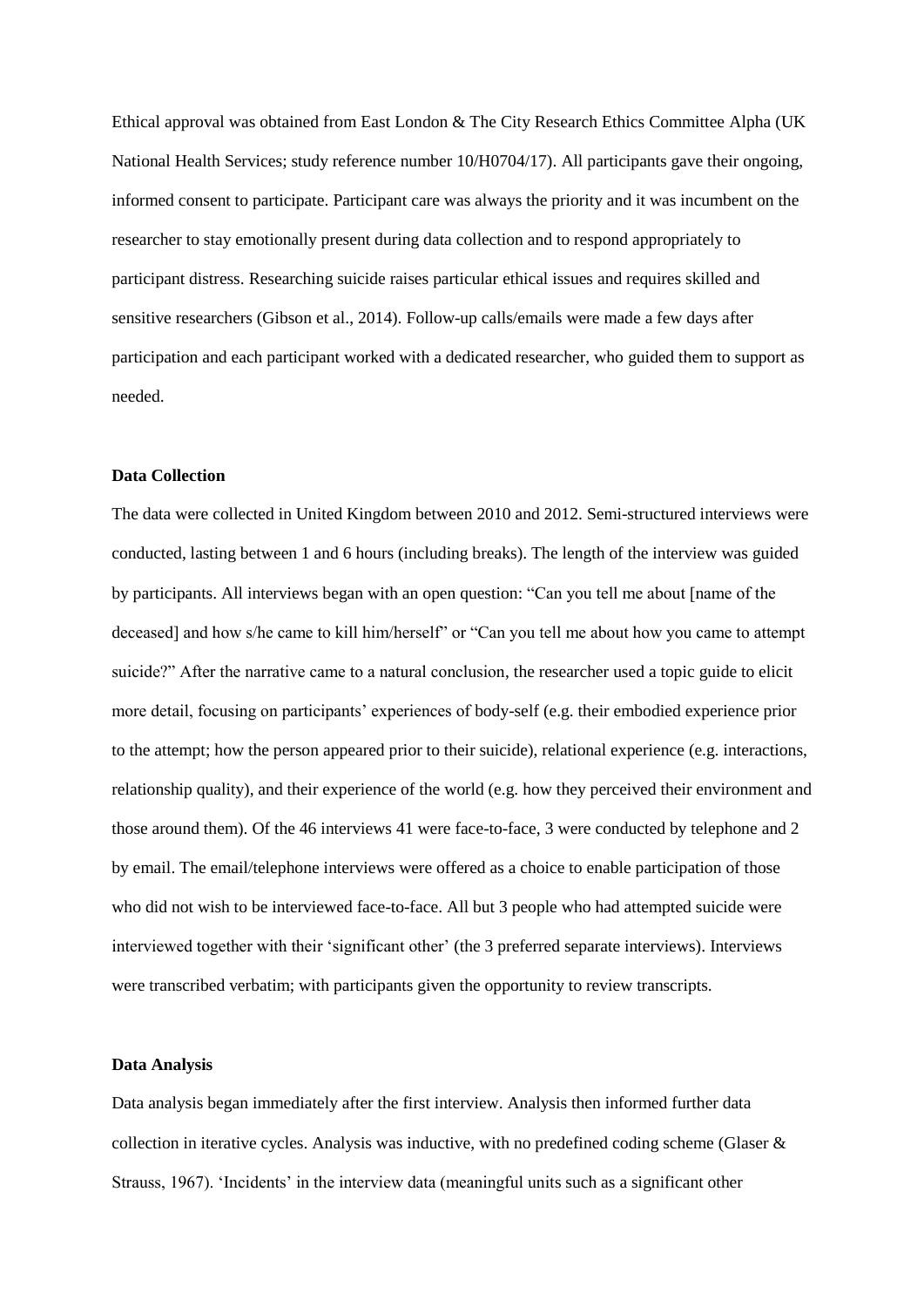Ethical approval was obtained from East London & The City Research Ethics Committee Alpha (UK National Health Services; study reference number 10/H0704/17). All participants gave their ongoing, informed consent to participate. Participant care was always the priority and it was incumbent on the researcher to stay emotionally present during data collection and to respond appropriately to participant distress. Researching suicide raises particular ethical issues and requires skilled and sensitive researchers (Gibson et al., 2014). Follow-up calls/emails were made a few days after participation and each participant worked with a dedicated researcher, who guided them to support as needed.

**Data Collection**

The data were collected in United Kingdom between 2010 and 2012. Semi-structured interviews were conducted, lasting between 1 and 6 hours (including breaks). The length of the interview was guided by participants. All interviews began with an open question: "Can you tell me about [name of the deceased] and how s/he came to kill him/herself" or "Can you tell me about how you came to attempt suicide?" After the narrative came to a natural conclusion, the researcher used a topic guide to elicit more detail, focusing on participants' experiences of body-self (e.g. their embodied experience prior to the attempt; how the person appeared prior to their suicide), relational experience (e.g. interactions, relationship quality), and their experience of the world (e.g. how they perceived their environment and those around them). Of the 46 interviews 41 were face-to-face, 3 were conducted by telephone and 2 by email. The email/telephone interviews were offered as a choice to enable participation of those who did not wish to be interviewed face-to-face. All but 3 people who had attempted suicide were interviewed together with their 'significant other' (the 3 preferred separate interviews). Interviews were transcribed verbatim; with participants given the opportunity to review transcripts.

**Data Analysis**

Data analysis began immediately after the first interview. Analysis then informed further data collection in iterative cycles. Analysis was inductive, with no predefined coding scheme (Glaser & Strauss, 1967). 'Incidents' in the interview data (meaningful units such as a significant other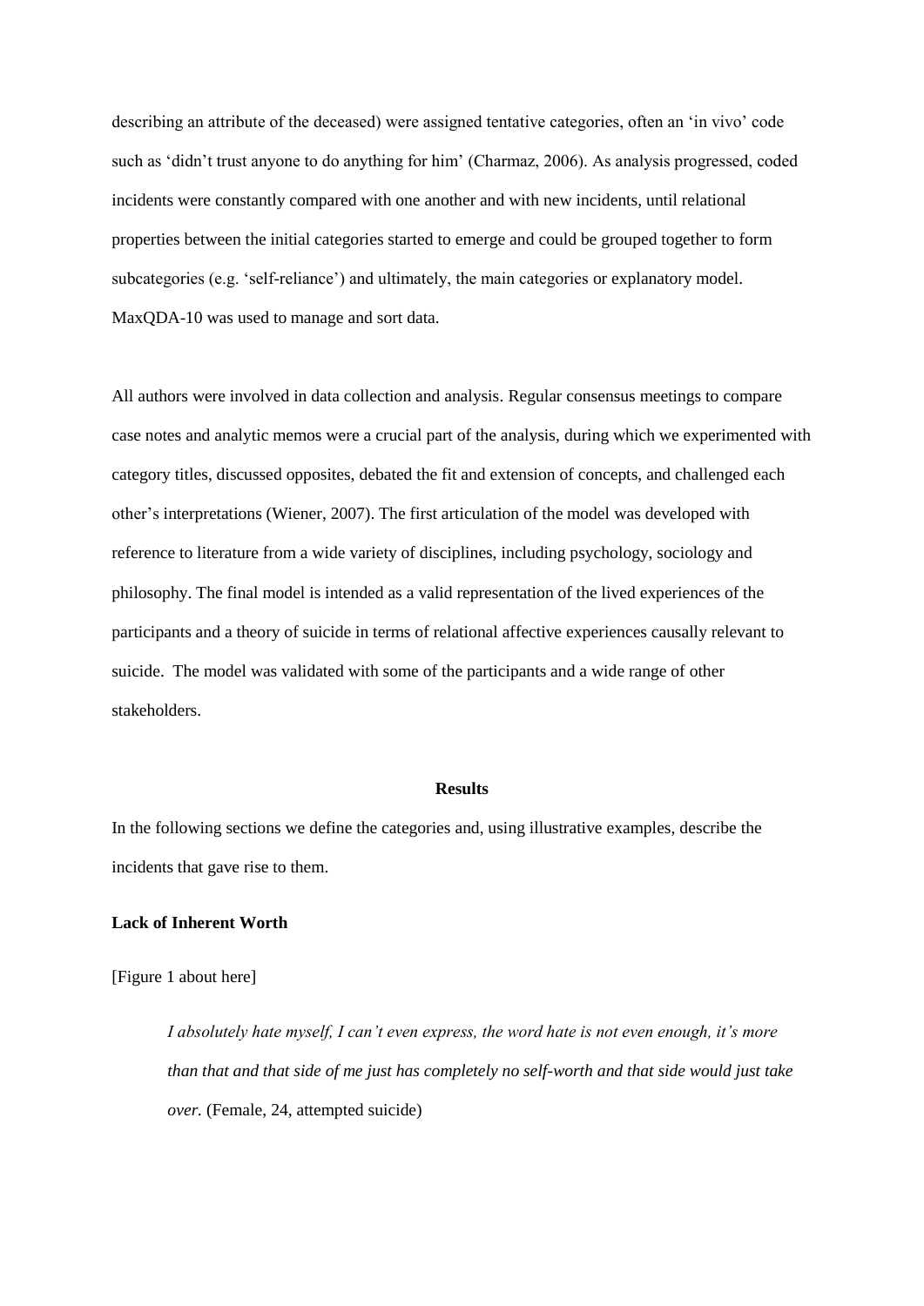describing an attribute of the deceased) were assigned tentative categories, often an 'in vivo' code such as 'didn't trust anyone to do anything for him' (Charmaz, 2006). As analysis progressed, coded incidents were constantly compared with one another and with new incidents, until relational properties between the initial categories started to emerge and could be grouped together to form subcategories (e.g. 'self-reliance') and ultimately, the main categories or explanatory model. MaxQDA-10 was used to manage and sort data.

All authors were involved in data collection and analysis. Regular consensus meetings to compare case notes and analytic memos were a crucial part of the analysis, during which we experimented with category titles, discussed opposites, debated the fit and extension of concepts, and challenged each other's interpretations (Wiener, 2007). The first articulation of the model was developed with reference to literature from a wide variety of disciplines, including psychology, sociology and philosophy. The final model is intended as a valid representation of the lived experiences of the participants and a theory of suicide in terms of relational affective experiences causally relevant to suicide. The model was validated with some of the participants and a wide range of other stakeholders.

## Results

In the following sections we define the categories and, using illustrative examples, describe the incidents that gave rise to them.

### Lack of Inherent Worth

[Figure 1 about here]

> *I absolutely hate myself, I can't even express, the word hate is not even enough, it's more than that and that side of me just has completely no self-worth and that side would just take over.* (Female, 24, attempted suicide)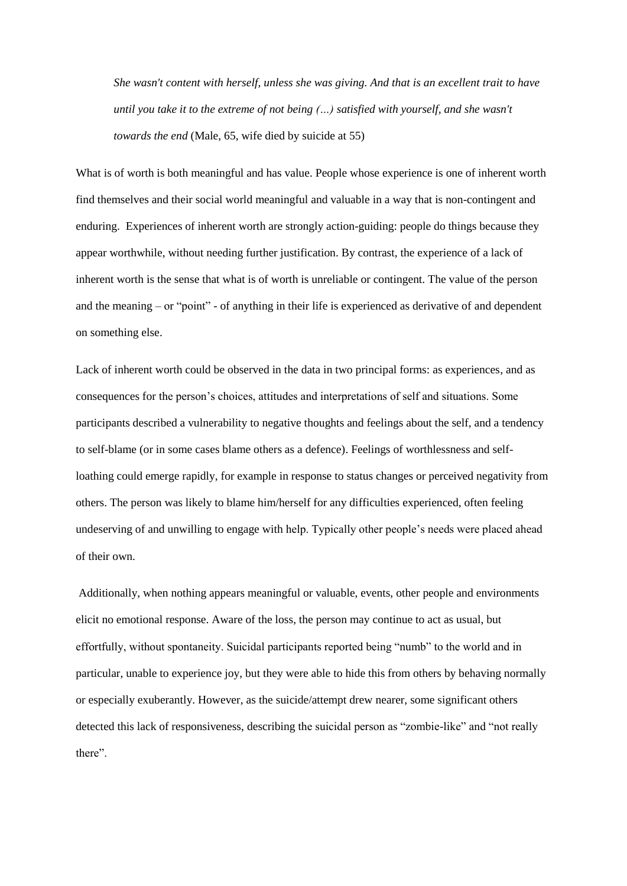> *She wasn't content with herself, unless she was giving. And that is an excellent trait to have until you take it to the extreme of not being (…) satisfied with yourself, and she wasn't towards the end* (Male, 65, wife died by suicide at 55)

What is of worth is both meaningful and has value. People whose experience is one of inherent worth find themselves and their social world meaningful and valuable in a way that is non-contingent and enduring. Experiences of inherent worth are strongly action-guiding: people do things because they appear worthwhile, without needing further justification. By contrast, the experience of a lack of inherent worth is the sense that what is of worth is unreliable or contingent. The value of the person and the meaning – or "point" - of anything in their life is experienced as derivative of and dependent on something else.

Lack of inherent worth could be observed in the data in two principal forms: as experiences, and as consequences for the person's choices, attitudes and interpretations of self and situations. Some participants described a vulnerability to negative thoughts and feelings about the self, and a tendency to self-blame (or in some cases blame others as a defence). Feelings of worthlessness and self-loathing could emerge rapidly, for example in response to status changes or perceived negativity from others. The person was likely to blame him/herself for any difficulties experienced, often feeling undeserving of and unwilling to engage with help. Typically other people's needs were placed ahead of their own.

Additionally, when nothing appears meaningful or valuable, events, other people and environments elicit no emotional response. Aware of the loss, the person may continue to act as usual, but effortfully, without spontaneity. Suicidal participants reported being "numb" to the world and in particular, unable to experience joy, but they were able to hide this from others by behaving normally or especially exuberantly. However, as the suicide/attempt drew nearer, some significant others detected this lack of responsiveness, describing the suicidal person as "zombie-like" and "not really there".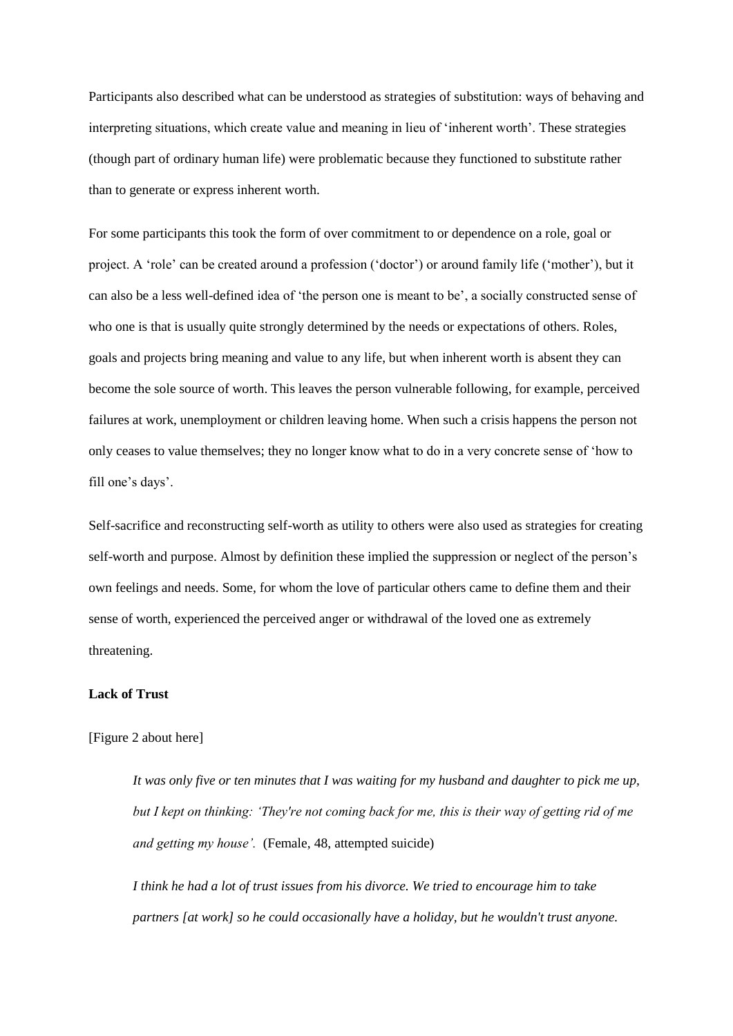Participants also described what can be understood as strategies of substitution: ways of behaving and interpreting situations, which create value and meaning in lieu of 'inherent worth'. These strategies (though part of ordinary human life) were problematic because they functioned to substitute rather than to generate or express inherent worth.

For some participants this took the form of over commitment to or dependence on a role, goal or project. A 'role' can be created around a profession ('doctor') or around family life ('mother'), but it can also be a less well-defined idea of 'the person one is meant to be', a socially constructed sense of who one is that is usually quite strongly determined by the needs or expectations of others. Roles, goals and projects bring meaning and value to any life, but when inherent worth is absent they can become the sole source of worth. This leaves the person vulnerable following, for example, perceived failures at work, unemployment or children leaving home. When such a crisis happens the person not only ceases to value themselves; they no longer know what to do in a very concrete sense of 'how to fill one's days'.

Self-sacrifice and reconstructing self-worth as utility to others were also used as strategies for creating self-worth and purpose. Almost by definition these implied the suppression or neglect of the person's own feelings and needs. Some, for whom the love of particular others came to define them and their sense of worth, experienced the perceived anger or withdrawal of the loved one as extremely threatening.

**Lack of Trust**

[Figure 2 about here]

> *It was only five or ten minutes that I was waiting for my husband and daughter to pick me up, but I kept on thinking: 'They're not coming back for me, this is their way of getting rid of me and getting my house'.* (Female, 48, attempted suicide)

> *I think he had a lot of trust issues from his divorce. We tried to encourage him to take partners [at work] so he could occasionally have a holiday, but he wouldn't trust anyone.*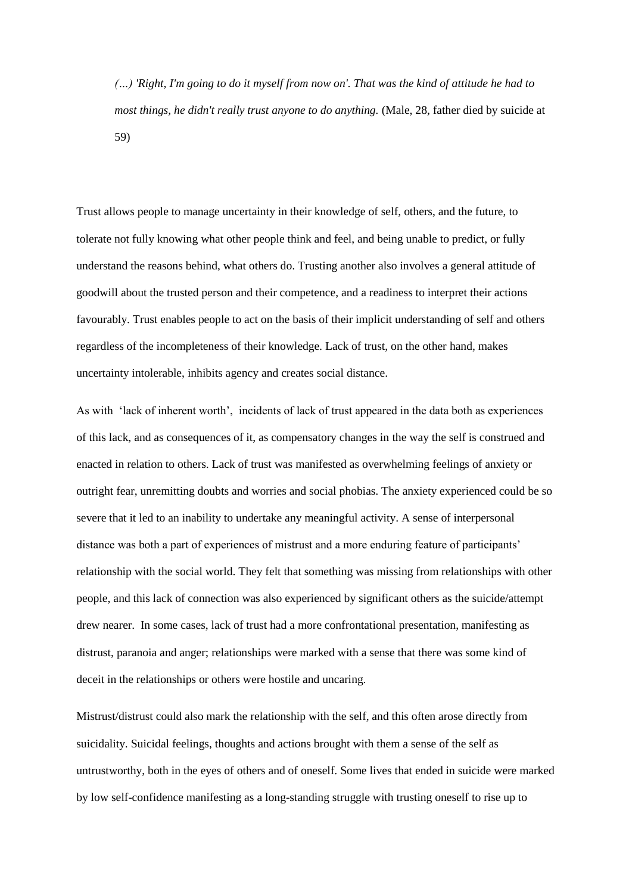*(…) 'Right, I'm going to do it myself from now on'. That was the kind of attitude he had to most things, he didn't really trust anyone to do anything.* (Male, 28, father died by suicide at 59)

Trust allows people to manage uncertainty in their knowledge of self, others, and the future, to tolerate not fully knowing what other people think and feel, and being unable to predict, or fully understand the reasons behind, what others do. Trusting another also involves a general attitude of goodwill about the trusted person and their competence, and a readiness to interpret their actions favourably. Trust enables people to act on the basis of their implicit understanding of self and others regardless of the incompleteness of their knowledge. Lack of trust, on the other hand, makes uncertainty intolerable, inhibits agency and creates social distance.

As with 'lack of inherent worth', incidents of lack of trust appeared in the data both as experiences of this lack, and as consequences of it, as compensatory changes in the way the self is construed and enacted in relation to others. Lack of trust was manifested as overwhelming feelings of anxiety or outright fear, unremitting doubts and worries and social phobias. The anxiety experienced could be so severe that it led to an inability to undertake any meaningful activity. A sense of interpersonal distance was both a part of experiences of mistrust and a more enduring feature of participants' relationship with the social world. They felt that something was missing from relationships with other people, and this lack of connection was also experienced by significant others as the suicide/attempt drew nearer. In some cases, lack of trust had a more confrontational presentation, manifesting as distrust, paranoia and anger; relationships were marked with a sense that there was some kind of deceit in the relationships or others were hostile and uncaring.

Mistrust/distrust could also mark the relationship with the self, and this often arose directly from suicidality. Suicidal feelings, thoughts and actions brought with them a sense of the self as untrustworthy, both in the eyes of others and of oneself. Some lives that ended in suicide were marked by low self-confidence manifesting as a long-standing struggle with trusting oneself to rise up to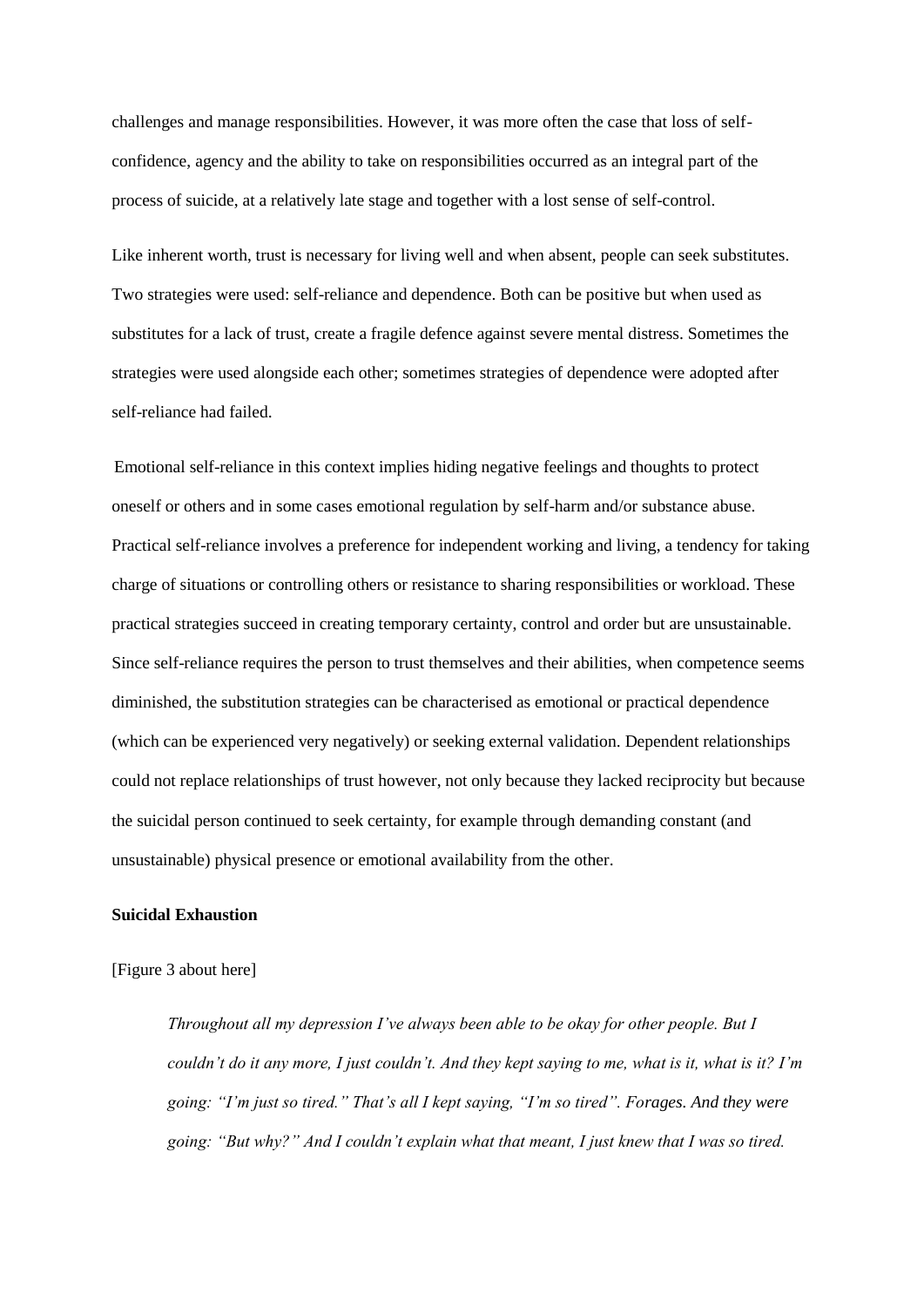challenges and manage responsibilities. However, it was more often the case that loss of self-confidence, agency and the ability to take on responsibilities occurred as an integral part of the process of suicide, at a relatively late stage and together with a lost sense of self-control.

Like inherent worth, trust is necessary for living well and when absent, people can seek substitutes. Two strategies were used: self-reliance and dependence. Both can be positive but when used as substitutes for a lack of trust, create a fragile defence against severe mental distress. Sometimes the strategies were used alongside each other; sometimes strategies of dependence were adopted after self-reliance had failed.

Emotional self-reliance in this context implies hiding negative feelings and thoughts to protect oneself or others and in some cases emotional regulation by self-harm and/or substance abuse. Practical self-reliance involves a preference for independent working and living, a tendency for taking charge of situations or controlling others or resistance to sharing responsibilities or workload. These practical strategies succeed in creating temporary certainty, control and order but are unsustainable. Since self-reliance requires the person to trust themselves and their abilities, when competence seems diminished, the substitution strategies can be characterised as emotional or practical dependence (which can be experienced very negatively) or seeking external validation. Dependent relationships could not replace relationships of trust however, not only because they lacked reciprocity but because the suicidal person continued to seek certainty, for example through demanding constant (and unsustainable) physical presence or emotional availability from the other.

**Suicidal Exhaustion**

[Figure 3 about here]

> *Throughout all my depression I've always been able to be okay for other people. But I couldn't do it any more, I just couldn't. And they kept saying to me, what is it, what is it? I'm going: "I'm just so tired." That's all I kept saying, "I'm so tired". Forages. And they were going: "But why?" And I couldn't explain what that meant, I just knew that I was so tired.*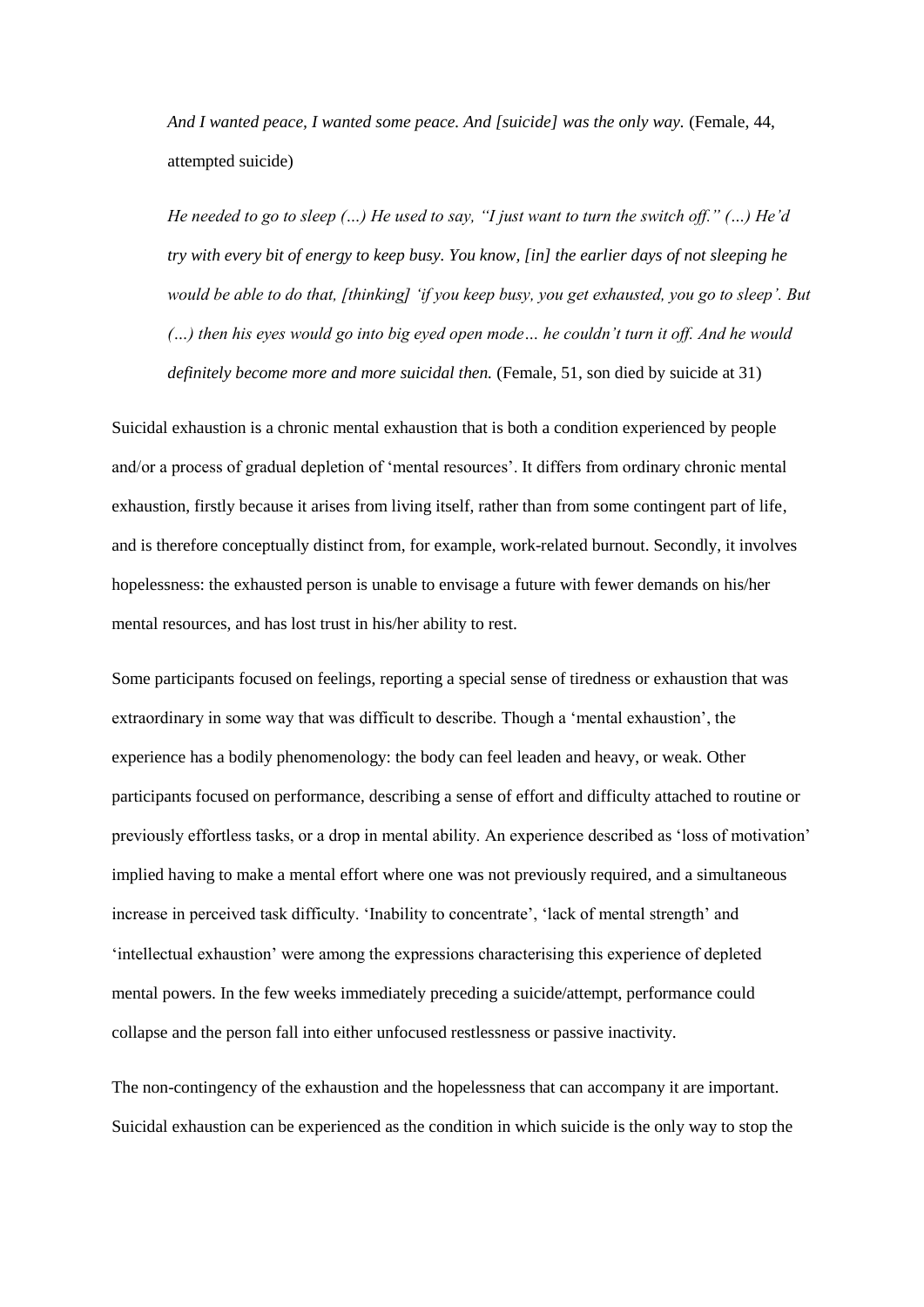*And I wanted peace, I wanted some peace. And [suicide] was the only way.* (Female, 44, attempted suicide)

*He needed to go to sleep (…) He used to say, "I just want to turn the switch off." (…) He'd try with every bit of energy to keep busy. You know, [in] the earlier days of not sleeping he would be able to do that, [thinking] 'if you keep busy, you get exhausted, you go to sleep'. But (…) then his eyes would go into big eyed open mode… he couldn't turn it off. And he would definitely become more and more suicidal then.* (Female, 51, son died by suicide at 31)

Suicidal exhaustion is a chronic mental exhaustion that is both a condition experienced by people and/or a process of gradual depletion of 'mental resources'. It differs from ordinary chronic mental exhaustion, firstly because it arises from living itself, rather than from some contingent part of life, and is therefore conceptually distinct from, for example, work-related burnout. Secondly, it involves hopelessness: the exhausted person is unable to envisage a future with fewer demands on his/her mental resources, and has lost trust in his/her ability to rest.

Some participants focused on feelings, reporting a special sense of tiredness or exhaustion that was extraordinary in some way that was difficult to describe. Though a 'mental exhaustion', the experience has a bodily phenomenology: the body can feel leaden and heavy, or weak. Other participants focused on performance, describing a sense of effort and difficulty attached to routine or previously effortless tasks, or a drop in mental ability. An experience described as 'loss of motivation' implied having to make a mental effort where one was not previously required, and a simultaneous increase in perceived task difficulty. 'Inability to concentrate', 'lack of mental strength' and 'intellectual exhaustion' were among the expressions characterising this experience of depleted mental powers. In the few weeks immediately preceding a suicide/attempt, performance could collapse and the person fall into either unfocused restlessness or passive inactivity.

The non-contingency of the exhaustion and the hopelessness that can accompany it are important. Suicidal exhaustion can be experienced as the condition in which suicide is the only way to stop the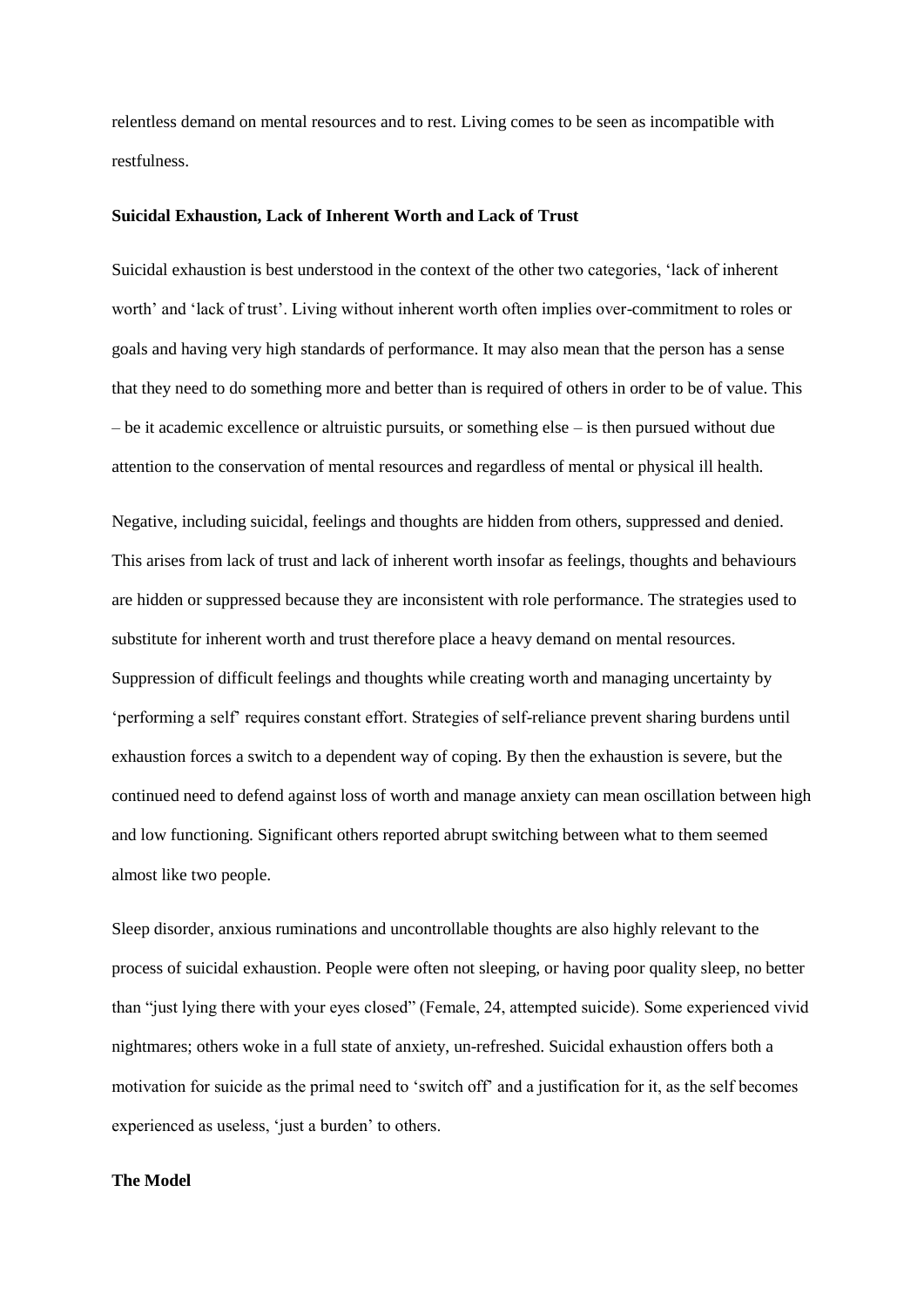relentless demand on mental resources and to rest. Living comes to be seen as incompatible with restfulness.

**Suicidal Exhaustion, Lack of Inherent Worth and Lack of Trust**

Suicidal exhaustion is best understood in the context of the other two categories, 'lack of inherent worth' and 'lack of trust'. Living without inherent worth often implies over-commitment to roles or goals and having very high standards of performance. It may also mean that the person has a sense that they need to do something more and better than is required of others in order to be of value. This – be it academic excellence or altruistic pursuits, or something else – is then pursued without due attention to the conservation of mental resources and regardless of mental or physical ill health.

Negative, including suicidal, feelings and thoughts are hidden from others, suppressed and denied. This arises from lack of trust and lack of inherent worth insofar as feelings, thoughts and behaviours are hidden or suppressed because they are inconsistent with role performance. The strategies used to substitute for inherent worth and trust therefore place a heavy demand on mental resources. Suppression of difficult feelings and thoughts while creating worth and managing uncertainty by 'performing a self' requires constant effort. Strategies of self-reliance prevent sharing burdens until exhaustion forces a switch to a dependent way of coping. By then the exhaustion is severe, but the continued need to defend against loss of worth and manage anxiety can mean oscillation between high and low functioning. Significant others reported abrupt switching between what to them seemed almost like two people.

Sleep disorder, anxious ruminations and uncontrollable thoughts are also highly relevant to the process of suicidal exhaustion. People were often not sleeping, or having poor quality sleep, no better than "just lying there with your eyes closed" (Female, 24, attempted suicide). Some experienced vivid nightmares; others woke in a full state of anxiety, un-refreshed. Suicidal exhaustion offers both a motivation for suicide as the primal need to 'switch off' and a justification for it, as the self becomes experienced as useless, 'just a burden' to others.

**The Model**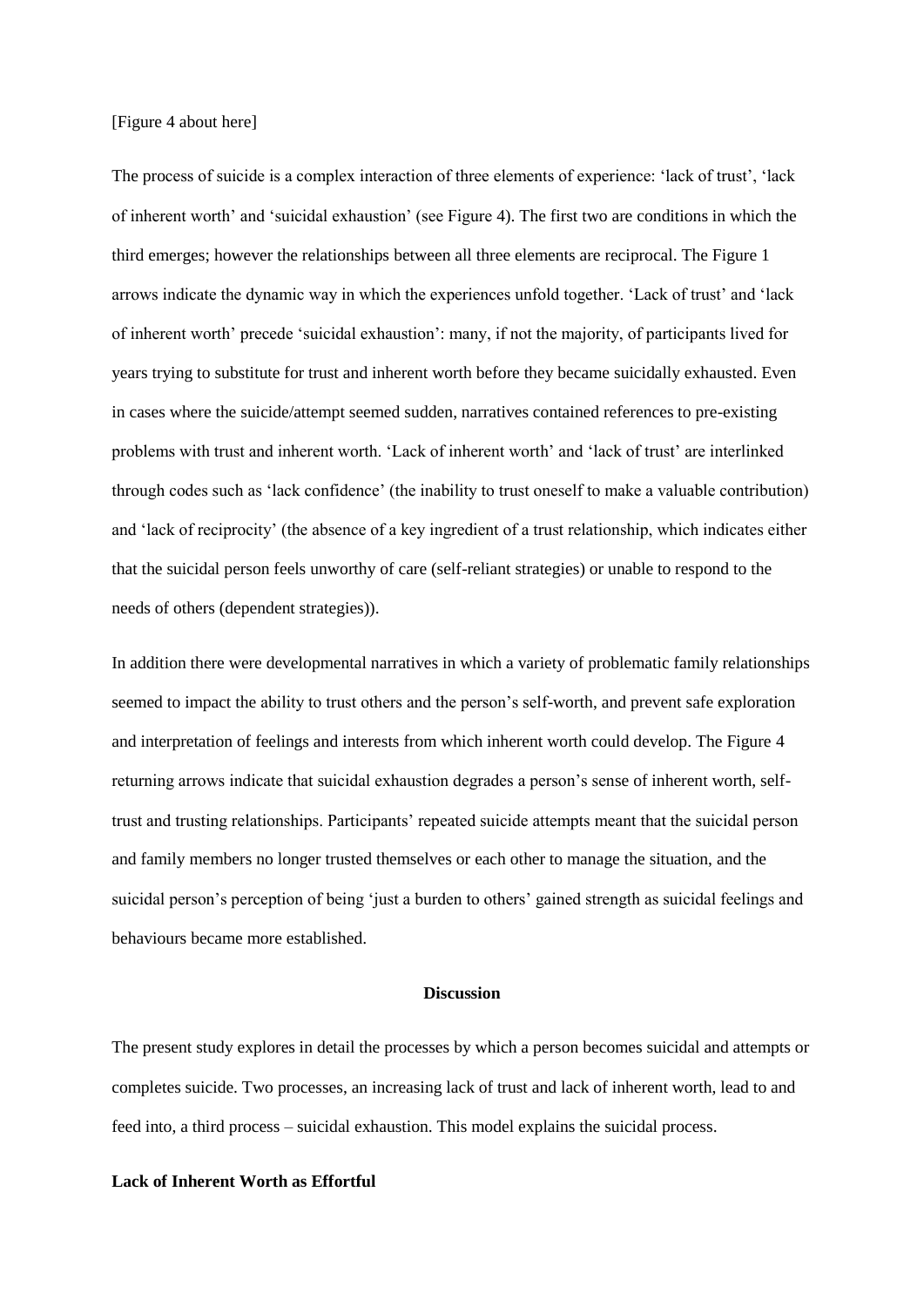[Figure 4 about here]

The process of suicide is a complex interaction of three elements of experience: 'lack of trust', 'lack of inherent worth' and 'suicidal exhaustion' (see Figure 4). The first two are conditions in which the third emerges; however the relationships between all three elements are reciprocal. The Figure 1 arrows indicate the dynamic way in which the experiences unfold together. 'Lack of trust' and 'lack of inherent worth' precede 'suicidal exhaustion': many, if not the majority, of participants lived for years trying to substitute for trust and inherent worth before they became suicidally exhausted. Even in cases where the suicide/attempt seemed sudden, narratives contained references to pre-existing problems with trust and inherent worth. 'Lack of inherent worth' and 'lack of trust' are interlinked through codes such as 'lack confidence' (the inability to trust oneself to make a valuable contribution) and 'lack of reciprocity' (the absence of a key ingredient of a trust relationship, which indicates either that the suicidal person feels unworthy of care (self-reliant strategies) or unable to respond to the needs of others (dependent strategies)).

In addition there were developmental narratives in which a variety of problematic family relationships seemed to impact the ability to trust others and the person's self-worth, and prevent safe exploration and interpretation of feelings and interests from which inherent worth could develop. The Figure 4 returning arrows indicate that suicidal exhaustion degrades a person's sense of inherent worth, self-trust and trusting relationships. Participants' repeated suicide attempts meant that the suicidal person and family members no longer trusted themselves or each other to manage the situation, and the suicidal person's perception of being 'just a burden to others' gained strength as suicidal feelings and behaviours became more established.

## Discussion

The present study explores in detail the processes by which a person becomes suicidal and attempts or completes suicide. Two processes, an increasing lack of trust and lack of inherent worth, lead to and feed into, a third process – suicidal exhaustion. This model explains the suicidal process.

### Lack of Inherent Worth as Effortful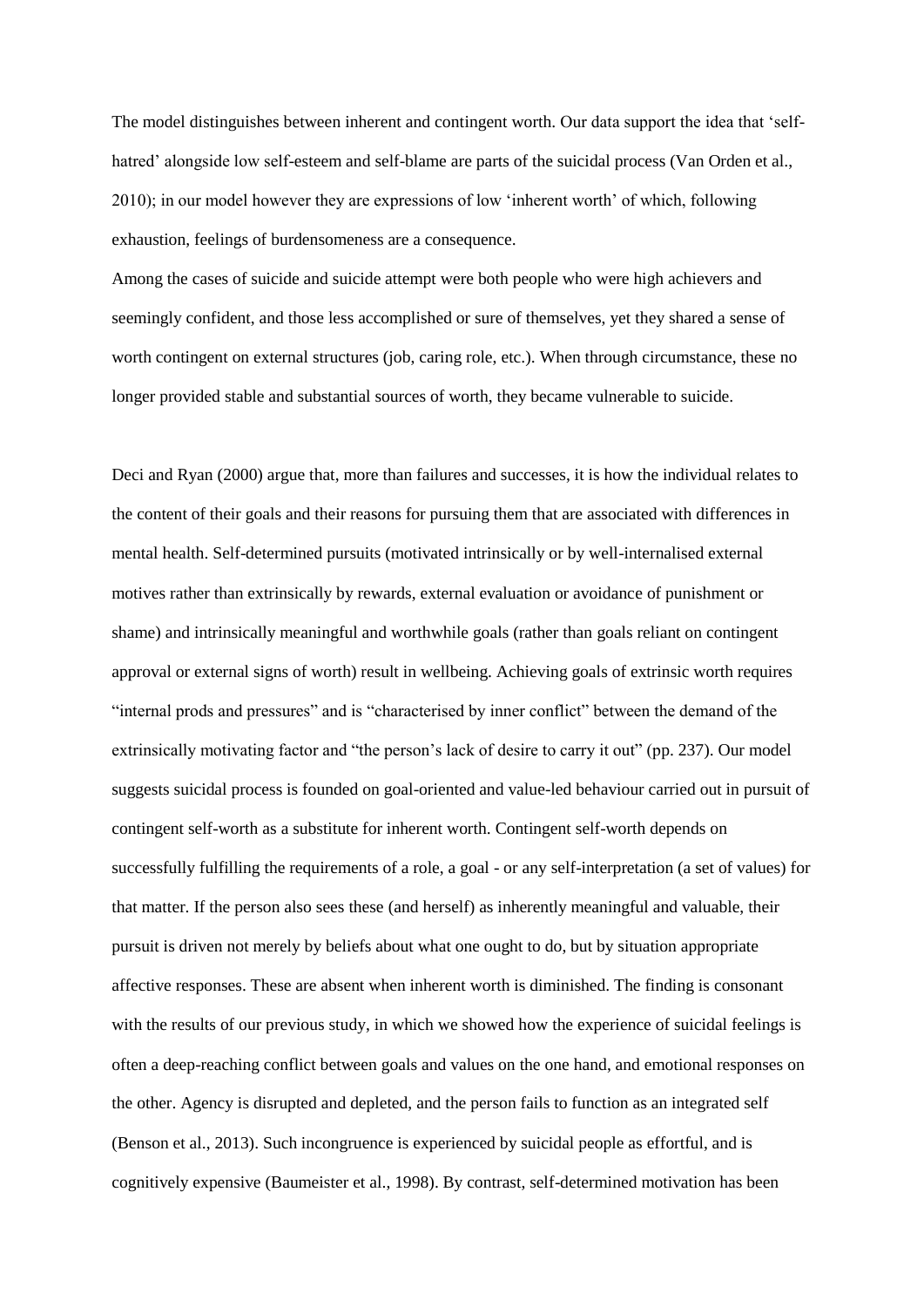The model distinguishes between inherent and contingent worth. Our data support the idea that 'self-hatred' alongside low self-esteem and self-blame are parts of the suicidal process (Van Orden et al., 2010); in our model however they are expressions of low 'inherent worth' of which, following exhaustion, feelings of burdensomeness are a consequence.

Among the cases of suicide and suicide attempt were both people who were high achievers and seemingly confident, and those less accomplished or sure of themselves, yet they shared a sense of worth contingent on external structures (job, caring role, etc.). When through circumstance, these no longer provided stable and substantial sources of worth, they became vulnerable to suicide.

Deci and Ryan (2000) argue that, more than failures and successes, it is how the individual relates to the content of their goals and their reasons for pursuing them that are associated with differences in mental health. Self-determined pursuits (motivated intrinsically or by well-internalised external motives rather than extrinsically by rewards, external evaluation or avoidance of punishment or shame) and intrinsically meaningful and worthwhile goals (rather than goals reliant on contingent approval or external signs of worth) result in wellbeing. Achieving goals of extrinsic worth requires "internal prods and pressures" and is "characterised by inner conflict" between the demand of the extrinsically motivating factor and "the person's lack of desire to carry it out" (pp. 237). Our model suggests suicidal process is founded on goal-oriented and value-led behaviour carried out in pursuit of contingent self-worth as a substitute for inherent worth. Contingent self-worth depends on successfully fulfilling the requirements of a role, a goal - or any self-interpretation (a set of values) for that matter. If the person also sees these (and herself) as inherently meaningful and valuable, their pursuit is driven not merely by beliefs about what one ought to do, but by situation appropriate affective responses. These are absent when inherent worth is diminished. The finding is consonant with the results of our previous study, in which we showed how the experience of suicidal feelings is often a deep-reaching conflict between goals and values on the one hand, and emotional responses on the other. Agency is disrupted and depleted, and the person fails to function as an integrated self (Benson et al., 2013). Such incongruence is experienced by suicidal people as effortful, and is cognitively expensive (Baumeister et al., 1998). By contrast, self-determined motivation has been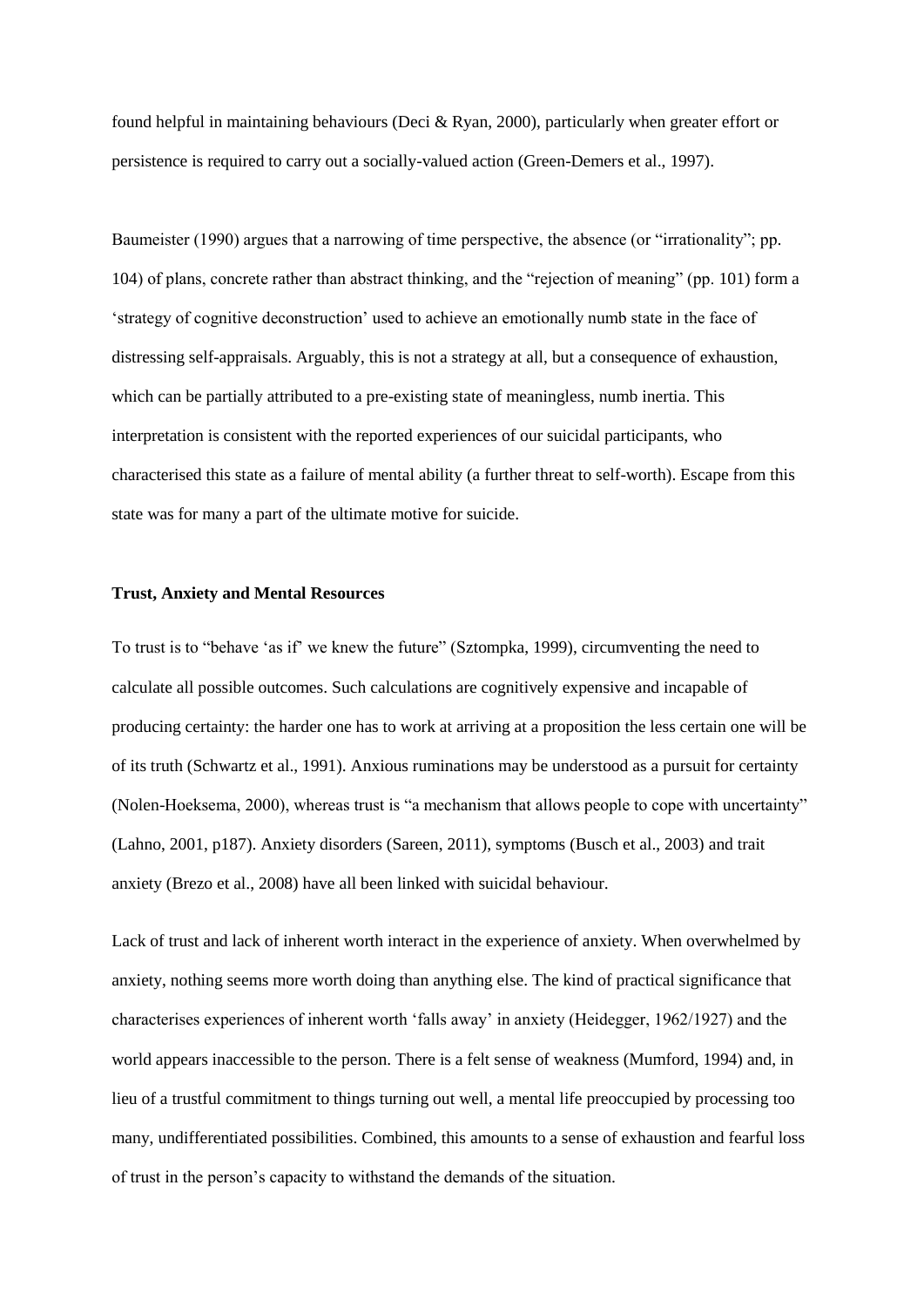found helpful in maintaining behaviours (Deci & Ryan, 2000), particularly when greater effort or persistence is required to carry out a socially-valued action (Green-Demers et al., 1997).

Baumeister (1990) argues that a narrowing of time perspective, the absence (or "irrationality"; pp. 104) of plans, concrete rather than abstract thinking, and the "rejection of meaning" (pp. 101) form a 'strategy of cognitive deconstruction' used to achieve an emotionally numb state in the face of distressing self-appraisals. Arguably, this is not a strategy at all, but a consequence of exhaustion, which can be partially attributed to a pre-existing state of meaningless, numb inertia. This interpretation is consistent with the reported experiences of our suicidal participants, who characterised this state as a failure of mental ability (a further threat to self-worth). Escape from this state was for many a part of the ultimate motive for suicide.

**Trust, Anxiety and Mental Resources**

To trust is to "behave 'as if' we knew the future" (Sztompka, 1999), circumventing the need to calculate all possible outcomes. Such calculations are cognitively expensive and incapable of producing certainty: the harder one has to work at arriving at a proposition the less certain one will be of its truth (Schwartz et al., 1991). Anxious ruminations may be understood as a pursuit for certainty (Nolen-Hoeksema, 2000), whereas trust is "a mechanism that allows people to cope with uncertainty" (Lahno, 2001, p187). Anxiety disorders (Sareen, 2011), symptoms (Busch et al., 2003) and trait anxiety (Brezo et al., 2008) have all been linked with suicidal behaviour.

Lack of trust and lack of inherent worth interact in the experience of anxiety. When overwhelmed by anxiety, nothing seems more worth doing than anything else. The kind of practical significance that characterises experiences of inherent worth 'falls away' in anxiety (Heidegger, 1962/1927) and the world appears inaccessible to the person. There is a felt sense of weakness (Mumford, 1994) and, in lieu of a trustful commitment to things turning out well, a mental life preoccupied by processing too many, undifferentiated possibilities. Combined, this amounts to a sense of exhaustion and fearful loss of trust in the person's capacity to withstand the demands of the situation.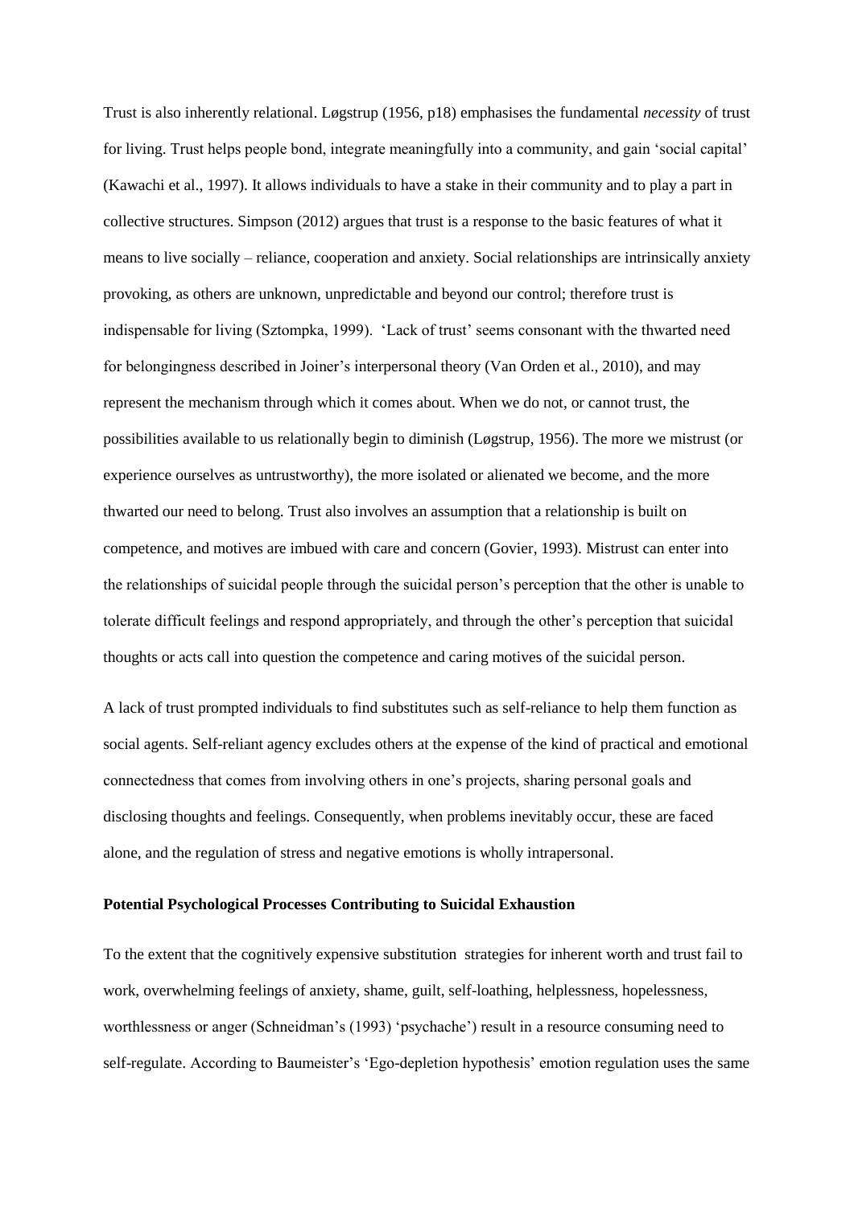Trust is also inherently relational. Løgstrup (1956, p18) emphasises the fundamental *necessity* of trust for living. Trust helps people bond, integrate meaningfully into a community, and gain 'social capital' (Kawachi et al., 1997). It allows individuals to have a stake in their community and to play a part in collective structures. Simpson (2012) argues that trust is a response to the basic features of what it means to live socially – reliance, cooperation and anxiety. Social relationships are intrinsically anxiety provoking, as others are unknown, unpredictable and beyond our control; therefore trust is indispensable for living (Sztompka, 1999). 'Lack of trust' seems consonant with the thwarted need for belongingness described in Joiner's interpersonal theory (Van Orden et al., 2010), and may represent the mechanism through which it comes about. When we do not, or cannot trust, the possibilities available to us relationally begin to diminish (Løgstrup, 1956). The more we mistrust (or experience ourselves as untrustworthy), the more isolated or alienated we become, and the more thwarted our need to belong. Trust also involves an assumption that a relationship is built on competence, and motives are imbued with care and concern (Govier, 1993). Mistrust can enter into the relationships of suicidal people through the suicidal person's perception that the other is unable to tolerate difficult feelings and respond appropriately, and through the other's perception that suicidal thoughts or acts call into question the competence and caring motives of the suicidal person.

A lack of trust prompted individuals to find substitutes such as self-reliance to help them function as social agents. Self-reliant agency excludes others at the expense of the kind of practical and emotional connectedness that comes from involving others in one's projects, sharing personal goals and disclosing thoughts and feelings. Consequently, when problems inevitably occur, these are faced alone, and the regulation of stress and negative emotions is wholly intrapersonal.

**Potential Psychological Processes Contributing to Suicidal Exhaustion**

To the extent that the cognitively expensive substitution strategies for inherent worth and trust fail to work, overwhelming feelings of anxiety, shame, guilt, self-loathing, helplessness, hopelessness, worthlessness or anger (Schneidman's (1993) 'psychache') result in a resource consuming need to self-regulate. According to Baumeister's 'Ego-depletion hypothesis' emotion regulation uses the same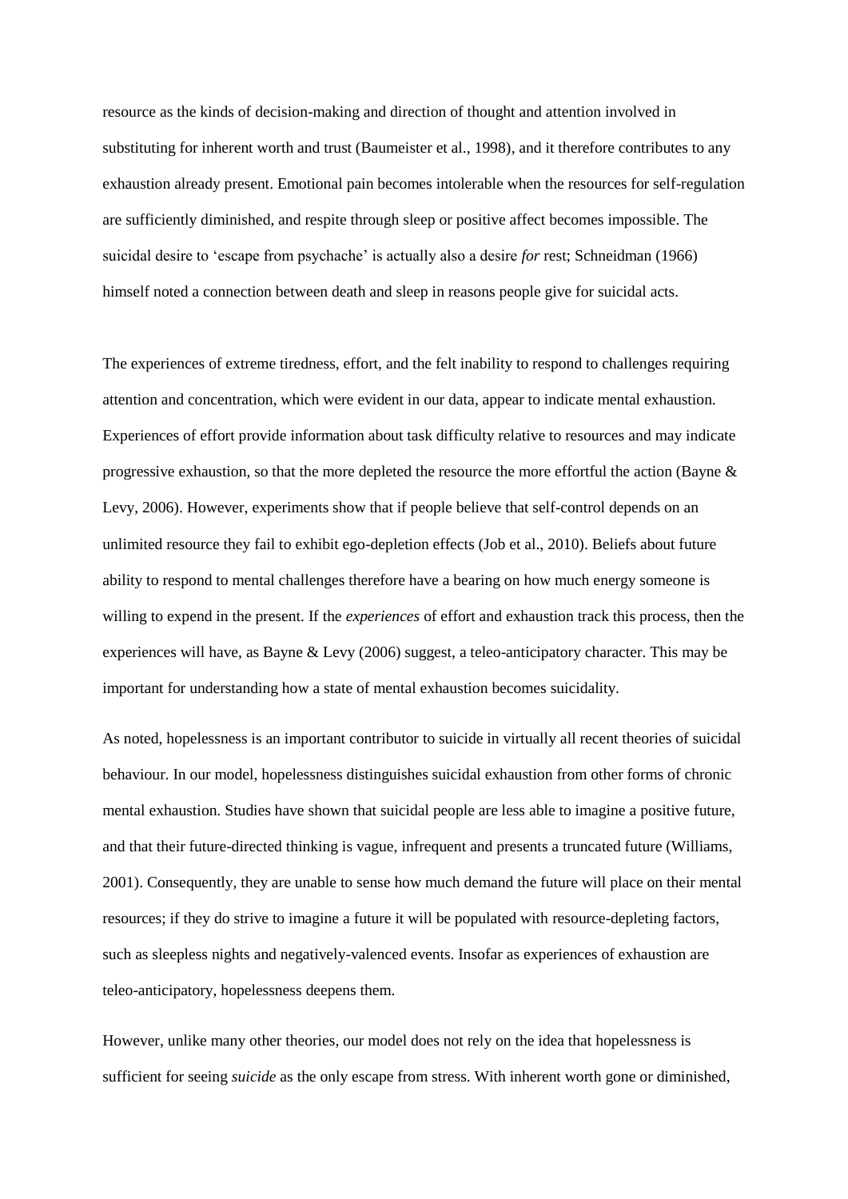resource as the kinds of decision-making and direction of thought and attention involved in substituting for inherent worth and trust (Baumeister et al., 1998), and it therefore contributes to any exhaustion already present. Emotional pain becomes intolerable when the resources for self-regulation are sufficiently diminished, and respite through sleep or positive affect becomes impossible. The suicidal desire to 'escape from psychache' is actually also a desire *for* rest; Schneidman (1966) himself noted a connection between death and sleep in reasons people give for suicidal acts.

The experiences of extreme tiredness, effort, and the felt inability to respond to challenges requiring attention and concentration, which were evident in our data, appear to indicate mental exhaustion. Experiences of effort provide information about task difficulty relative to resources and may indicate progressive exhaustion, so that the more depleted the resource the more effortful the action (Bayne & Levy, 2006). However, experiments show that if people believe that self-control depends on an unlimited resource they fail to exhibit ego-depletion effects (Job et al., 2010). Beliefs about future ability to respond to mental challenges therefore have a bearing on how much energy someone is willing to expend in the present. If the *experiences* of effort and exhaustion track this process, then the experiences will have, as Bayne & Levy (2006) suggest, a teleo-anticipatory character. This may be important for understanding how a state of mental exhaustion becomes suicidality.

As noted, hopelessness is an important contributor to suicide in virtually all recent theories of suicidal behaviour. In our model, hopelessness distinguishes suicidal exhaustion from other forms of chronic mental exhaustion. Studies have shown that suicidal people are less able to imagine a positive future, and that their future-directed thinking is vague, infrequent and presents a truncated future (Williams, 2001). Consequently, they are unable to sense how much demand the future will place on their mental resources; if they do strive to imagine a future it will be populated with resource-depleting factors, such as sleepless nights and negatively-valenced events. Insofar as experiences of exhaustion are teleo-anticipatory, hopelessness deepens them.

However, unlike many other theories, our model does not rely on the idea that hopelessness is sufficient for seeing *suicide* as the only escape from stress. With inherent worth gone or diminished,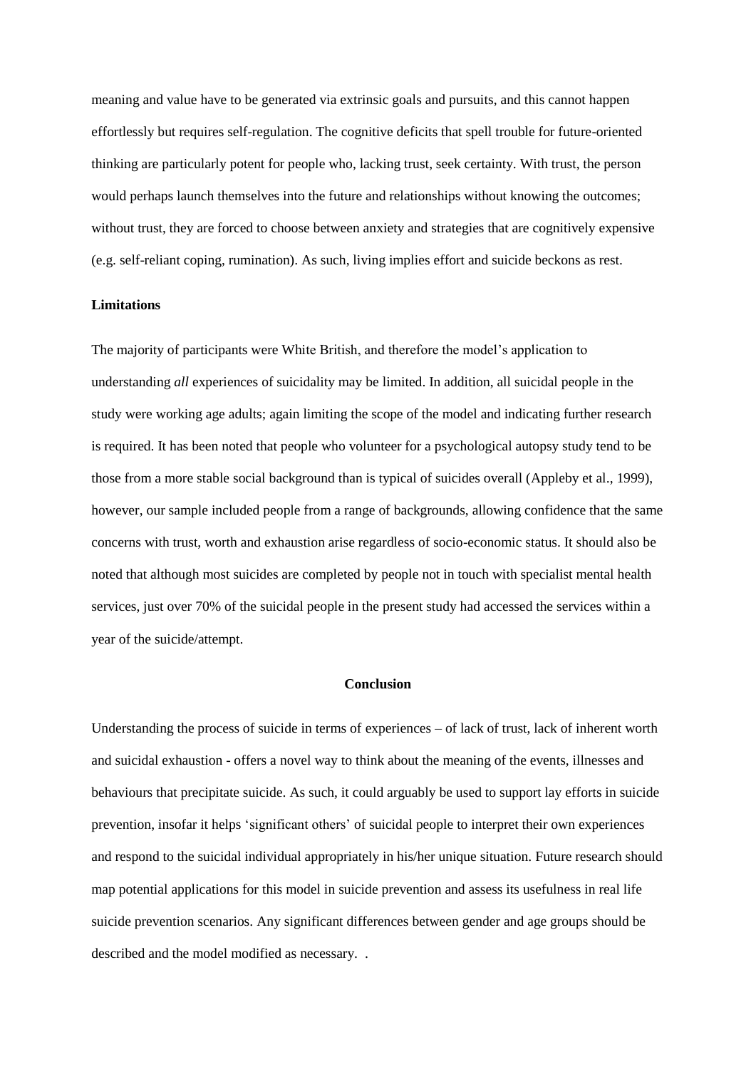meaning and value have to be generated via extrinsic goals and pursuits, and this cannot happen effortlessly but requires self-regulation. The cognitive deficits that spell trouble for future-oriented thinking are particularly potent for people who, lacking trust, seek certainty. With trust, the person would perhaps launch themselves into the future and relationships without knowing the outcomes; without trust, they are forced to choose between anxiety and strategies that are cognitively expensive (e.g. self-reliant coping, rumination). As such, living implies effort and suicide beckons as rest.

**Limitations**

The majority of participants were White British, and therefore the model's application to understanding *all* experiences of suicidality may be limited. In addition, all suicidal people in the study were working age adults; again limiting the scope of the model and indicating further research is required. It has been noted that people who volunteer for a psychological autopsy study tend to be those from a more stable social background than is typical of suicides overall (Appleby et al., 1999), however, our sample included people from a range of backgrounds, allowing confidence that the same concerns with trust, worth and exhaustion arise regardless of socio-economic status. It should also be noted that although most suicides are completed by people not in touch with specialist mental health services, just over 70% of the suicidal people in the present study had accessed the services within a year of the suicide/attempt.

## Conclusion

Understanding the process of suicide in terms of experiences – of lack of trust, lack of inherent worth and suicidal exhaustion - offers a novel way to think about the meaning of the events, illnesses and behaviours that precipitate suicide. As such, it could arguably be used to support lay efforts in suicide prevention, insofar it helps 'significant others' of suicidal people to interpret their own experiences and respond to the suicidal individual appropriately in his/her unique situation. Future research should map potential applications for this model in suicide prevention and assess its usefulness in real life suicide prevention scenarios. Any significant differences between gender and age groups should be described and the model modified as necessary. .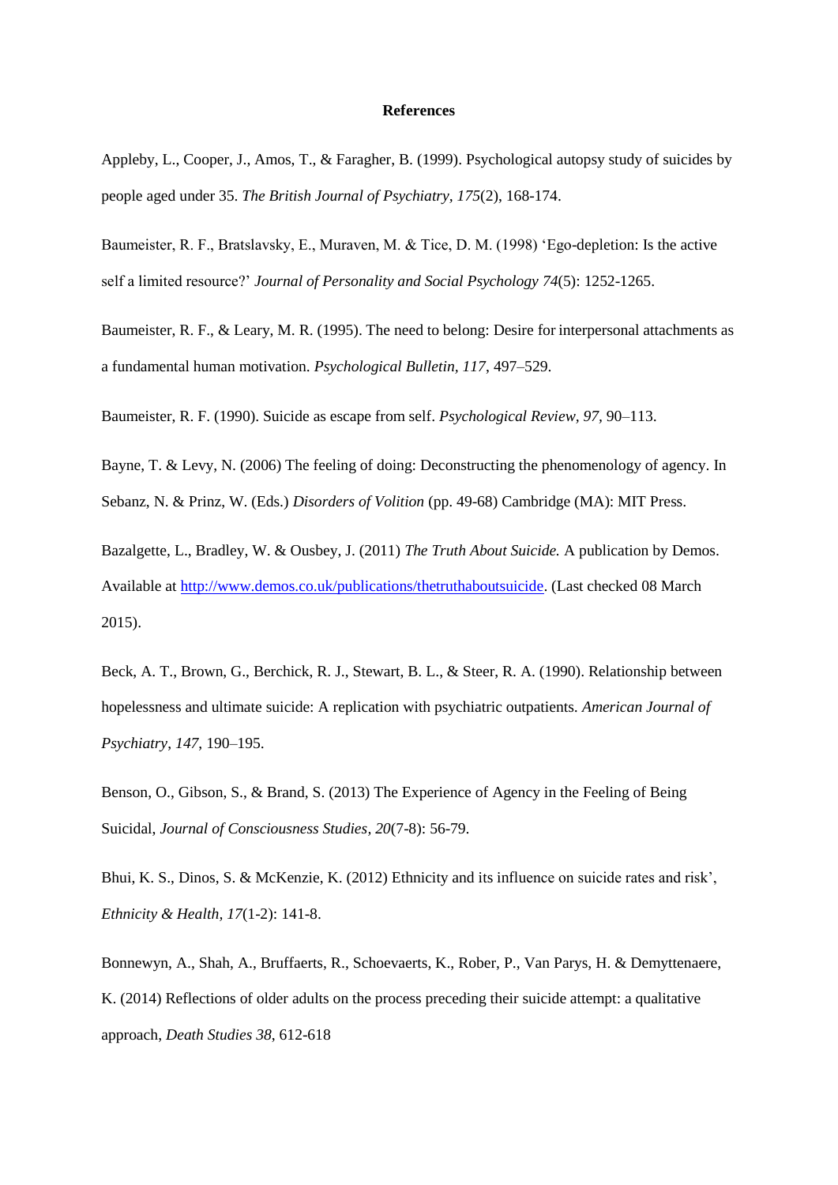**References**

Appleby, L., Cooper, J., Amos, T., & Faragher, B. (1999). Psychological autopsy study of suicides by people aged under 35. *The British Journal of Psychiatry*, *175*(2), 168-174.

Baumeister, R. F., Bratslavsky, E., Muraven, M. & Tice, D. M. (1998) 'Ego-depletion: Is the active self a limited resource?' *Journal of Personality and Social Psychology 74*(5): 1252-1265.

Baumeister, R. F., & Leary, M. R. (1995). The need to belong: Desire for interpersonal attachments as a fundamental human motivation. *Psychological Bulletin, 117*, 497–529.

Baumeister, R. F. (1990). Suicide as escape from self. *Psychological Review, 97*, 90–113.

Bayne, T. & Levy, N. (2006) The feeling of doing: Deconstructing the phenomenology of agency. In Sebanz, N. & Prinz, W. (Eds.) *Disorders of Volition* (pp. 49-68) Cambridge (MA): MIT Press.

Bazalgette, L., Bradley, W. & Ousbey, J. (2011) *The Truth About Suicide.* A publication by Demos. Available at http://www.demos.co.uk/publications/thetruthaboutsuicide. (Last checked 08 March 2015).

Beck, A. T., Brown, G., Berchick, R. J., Stewart, B. L., & Steer, R. A. (1990). Relationship between hopelessness and ultimate suicide: A replication with psychiatric outpatients. *American Journal of Psychiatry*, *147*, 190–195.

Benson, O., Gibson, S., & Brand, S. (2013) The Experience of Agency in the Feeling of Being Suicidal, *Journal of Consciousness Studies, 20*(7-8): 56-79.

Bhui, K. S., Dinos, S. & McKenzie, K. (2012) Ethnicity and its influence on suicide rates and risk', *Ethnicity & Health, 17*(1-2): 141-8.

Bonnewyn, A., Shah, A., Bruffaerts, R., Schoevaerts, K., Rober, P., Van Parys, H. & Demyttenaere, K. (2014) Reflections of older adults on the process preceding their suicide attempt: a qualitative approach, *Death Studies 38*, 612-618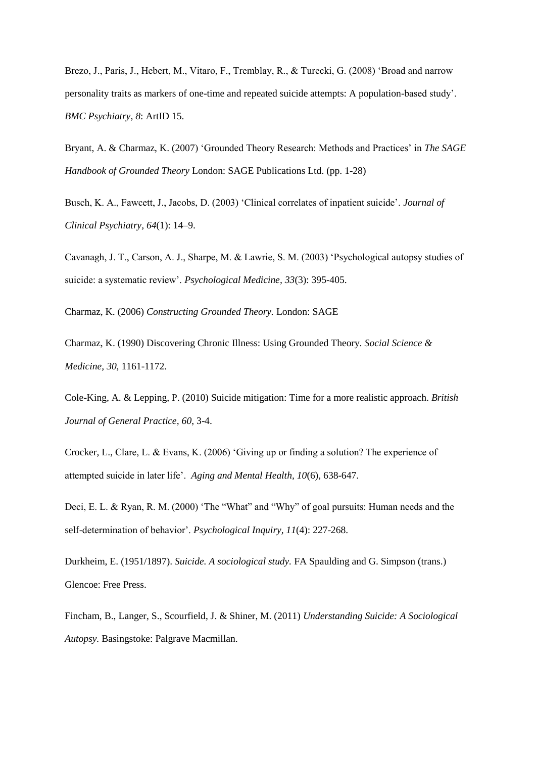Brezo, J., Paris, J., Hebert, M., Vitaro, F., Tremblay, R., & Turecki, G. (2008) 'Broad and narrow personality traits as markers of one-time and repeated suicide attempts: A population-based study'. *BMC Psychiatry, 8*: ArtID 15.

Bryant, A. & Charmaz, K. (2007) 'Grounded Theory Research: Methods and Practices' in *The SAGE Handbook of Grounded Theory* London: SAGE Publications Ltd. (pp. 1-28)

Busch, K. A., Fawcett, J., Jacobs, D. (2003) 'Clinical correlates of inpatient suicide'. *Journal of Clinical Psychiatry, 64*(1): 14–9.

Cavanagh, J. T., Carson, A. J., Sharpe, M. & Lawrie, S. M. (2003) 'Psychological autopsy studies of suicide: a systematic review'. *Psychological Medicine, 33*(3): 395-405.

Charmaz, K. (2006) *Constructing Grounded Theory.* London: SAGE

Charmaz, K. (1990) Discovering Chronic Illness: Using Grounded Theory. *Social Science & Medicine, 30*, 1161-1172.

Cole-King, A. & Lepping, P. (2010) Suicide mitigation: Time for a more realistic approach. *British Journal of General Practice, 60*, 3-4.

Crocker, L., Clare, L. & Evans, K. (2006) 'Giving up or finding a solution? The experience of attempted suicide in later life'. *Aging and Mental Health, 10*(6), 638-647.

Deci, E. L. & Ryan, R. M. (2000) 'The "What" and "Why" of goal pursuits: Human needs and the self-determination of behavior'. *Psychological Inquiry, 11*(4): 227-268.

Durkheim, E. (1951/1897). *Suicide. A sociological study.* FA Spaulding and G. Simpson (trans.) Glencoe: Free Press.

Fincham, B., Langer, S., Scourfield, J. & Shiner, M. (2011) *Understanding Suicide: A Sociological Autopsy.* Basingstoke: Palgrave Macmillan.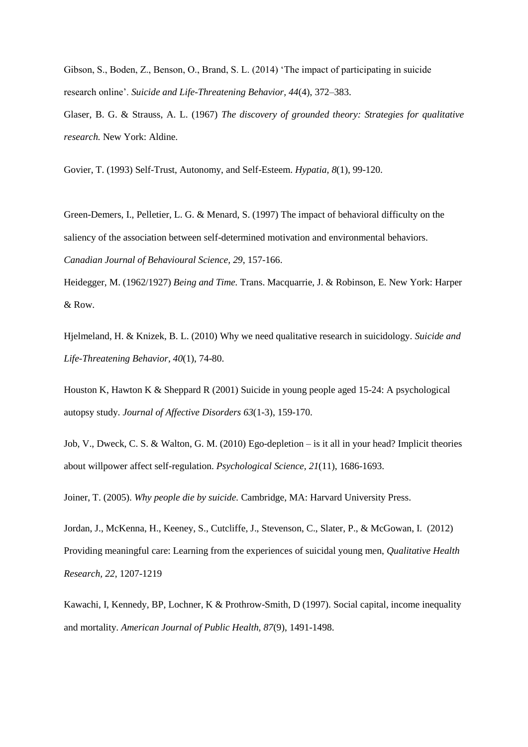Gibson, S., Boden, Z., Benson, O., Brand, S. L. (2014) 'The impact of participating in suicide research online'. *Suicide and Life-Threatening Behavior, 44*(4), 372–383.

Glaser, B. G. & Strauss, A. L. (1967) *The discovery of grounded theory: Strategies for qualitative research.* New York: Aldine.

Govier, T. (1993) Self-Trust, Autonomy, and Self-Esteem. *Hypatia, 8*(1), 99-120.

Green-Demers, I., Pelletier, L. G. & Menard, S. (1997) The impact of behavioral difficulty on the saliency of the association between self-determined motivation and environmental behaviors. *Canadian Journal of Behavioural Science, 29*, 157-166.

Heidegger, M. (1962/1927) *Being and Time.* Trans. Macquarrie, J. & Robinson, E. New York: Harper & Row.

Hjelmeland, H. & Knizek, B. L. (2010) Why we need qualitative research in suicidology. *Suicide and Life-Threatening Behavior, 40*(1), 74-80.

Houston K, Hawton K & Sheppard R (2001) Suicide in young people aged 15-24: A psychological autopsy study. *Journal of Affective Disorders 63*(1-3), 159-170.

Job, V., Dweck, C. S. & Walton, G. M. (2010) Ego-depletion – is it all in your head? Implicit theories about willpower affect self-regulation. *Psychological Science, 21*(11), 1686-1693.

Joiner, T. (2005). *Why people die by suicide.* Cambridge, MA: Harvard University Press.

Jordan, J., McKenna, H., Keeney, S., Cutcliffe, J., Stevenson, C., Slater, P., & McGowan, I. (2012) Providing meaningful care: Learning from the experiences of suicidal young men, *Qualitative Health Research, 22*, 1207-1219

Kawachi, I, Kennedy, BP, Lochner, K & Prothrow-Smith, D (1997). Social capital, income inequality and mortality. *American Journal of Public Health, 87*(9), 1491-1498.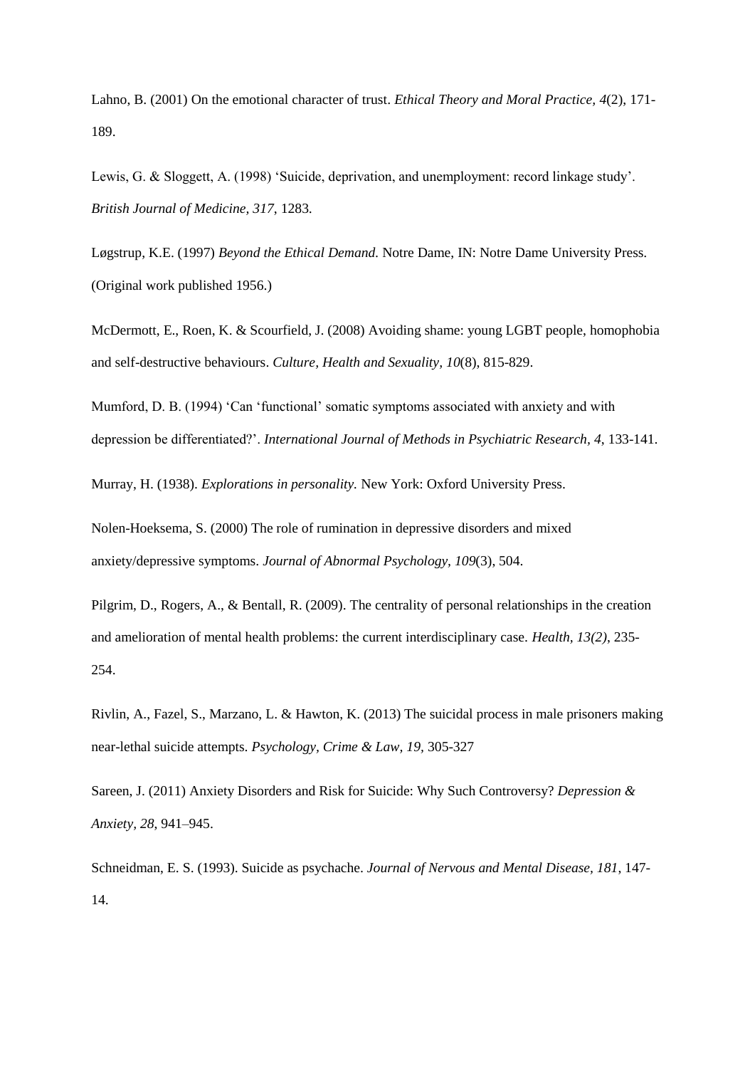Lahno, B. (2001) On the emotional character of trust. *Ethical Theory and Moral Practice, 4*(2), 171-189.

Lewis, G. & Sloggett, A. (1998) 'Suicide, deprivation, and unemployment: record linkage study'. *British Journal of Medicine, 317*, 1283.

Løgstrup, K.E. (1997) *Beyond the Ethical Demand.* Notre Dame, IN: Notre Dame University Press. (Original work published 1956.)

McDermott, E., Roen, K. & Scourfield, J. (2008) Avoiding shame: young LGBT people, homophobia and self-destructive behaviours. *Culture, Health and Sexuality, 10*(8), 815-829.

Mumford, D. B. (1994) 'Can 'functional' somatic symptoms associated with anxiety and with depression be differentiated?'. *International Journal of Methods in Psychiatric Research, 4*, 133-141.

Murray, H. (1938). *Explorations in personality.* New York: Oxford University Press.

Nolen-Hoeksema, S. (2000) The role of rumination in depressive disorders and mixed anxiety/depressive symptoms. *Journal of Abnormal Psychology, 109*(3), 504.

Pilgrim, D., Rogers, A., & Bentall, R. (2009). The centrality of personal relationships in the creation and amelioration of mental health problems: the current interdisciplinary case. *Health, 13(2)*, 235-254.

Rivlin, A., Fazel, S., Marzano, L. & Hawton, K. (2013) The suicidal process in male prisoners making near-lethal suicide attempts. *Psychology, Crime & Law, 19*, 305-327

Sareen, J. (2011) Anxiety Disorders and Risk for Suicide: Why Such Controversy? *Depression & Anxiety, 28*, 941–945.

Schneidman, E. S. (1993). Suicide as psychache. *Journal of Nervous and Mental Disease, 181*, 147-14.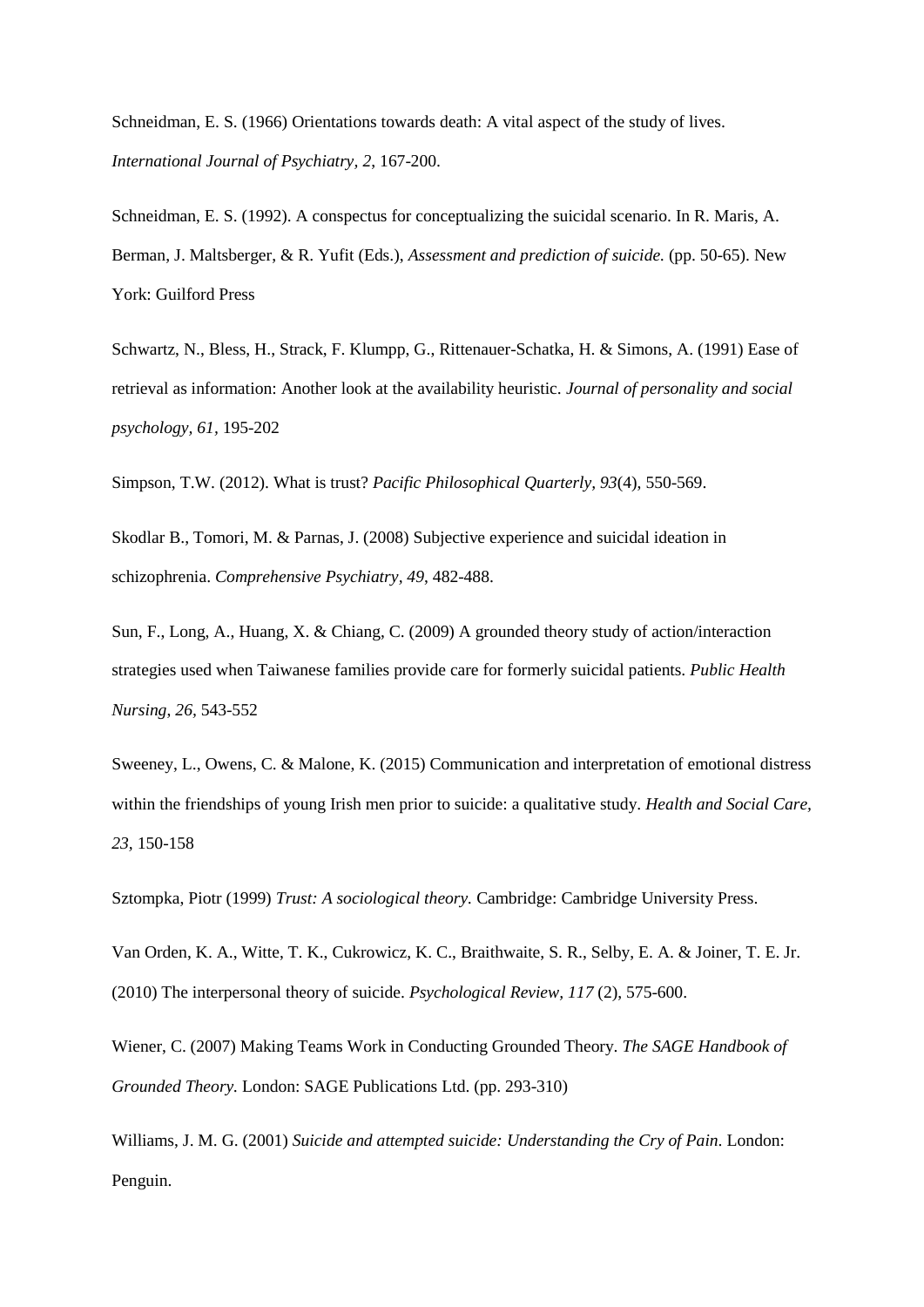Schneidman, E. S. (1966) Orientations towards death: A vital aspect of the study of lives. *International Journal of Psychiatry, 2*, 167-200.

Schneidman, E. S. (1992). A conspectus for conceptualizing the suicidal scenario. In R. Maris, A. Berman, J. Maltsberger, & R. Yufit (Eds.), *Assessment and prediction of suicide.* (pp. 50-65). New York: Guilford Press

Schwartz, N., Bless, H., Strack, F. Klumpp, G., Rittenauer-Schatka, H. & Simons, A. (1991) Ease of retrieval as information: Another look at the availability heuristic. *Journal of personality and social psychology, 61*, 195-202

Simpson, T.W. (2012). What is trust? *Pacific Philosophical Quarterly, 93*(4), 550-569.

Skodlar B., Tomori, M. & Parnas, J. (2008) Subjective experience and suicidal ideation in schizophrenia. *Comprehensive Psychiatry, 49*, 482-488.

Sun, F., Long, A., Huang, X. & Chiang, C. (2009) A grounded theory study of action/interaction strategies used when Taiwanese families provide care for formerly suicidal patients. *Public Health Nursing, 26*, 543-552

Sweeney, L., Owens, C. & Malone, K. (2015) Communication and interpretation of emotional distress within the friendships of young Irish men prior to suicide: a qualitative study. *Health and Social Care, 23*, 150-158

Sztompka, Piotr (1999) *Trust: A sociological theory.* Cambridge: Cambridge University Press.

Van Orden, K. A., Witte, T. K., Cukrowicz, K. C., Braithwaite, S. R., Selby, E. A. & Joiner, T. E. Jr. (2010) The interpersonal theory of suicide. *Psychological Review, 117* (2), 575-600.

Wiener, C. (2007) Making Teams Work in Conducting Grounded Theory. *The SAGE Handbook of Grounded Theory.* London: SAGE Publications Ltd. (pp. 293-310)

Williams, J. M. G. (2001) *Suicide and attempted suicide: Understanding the Cry of Pain*. London: Penguin.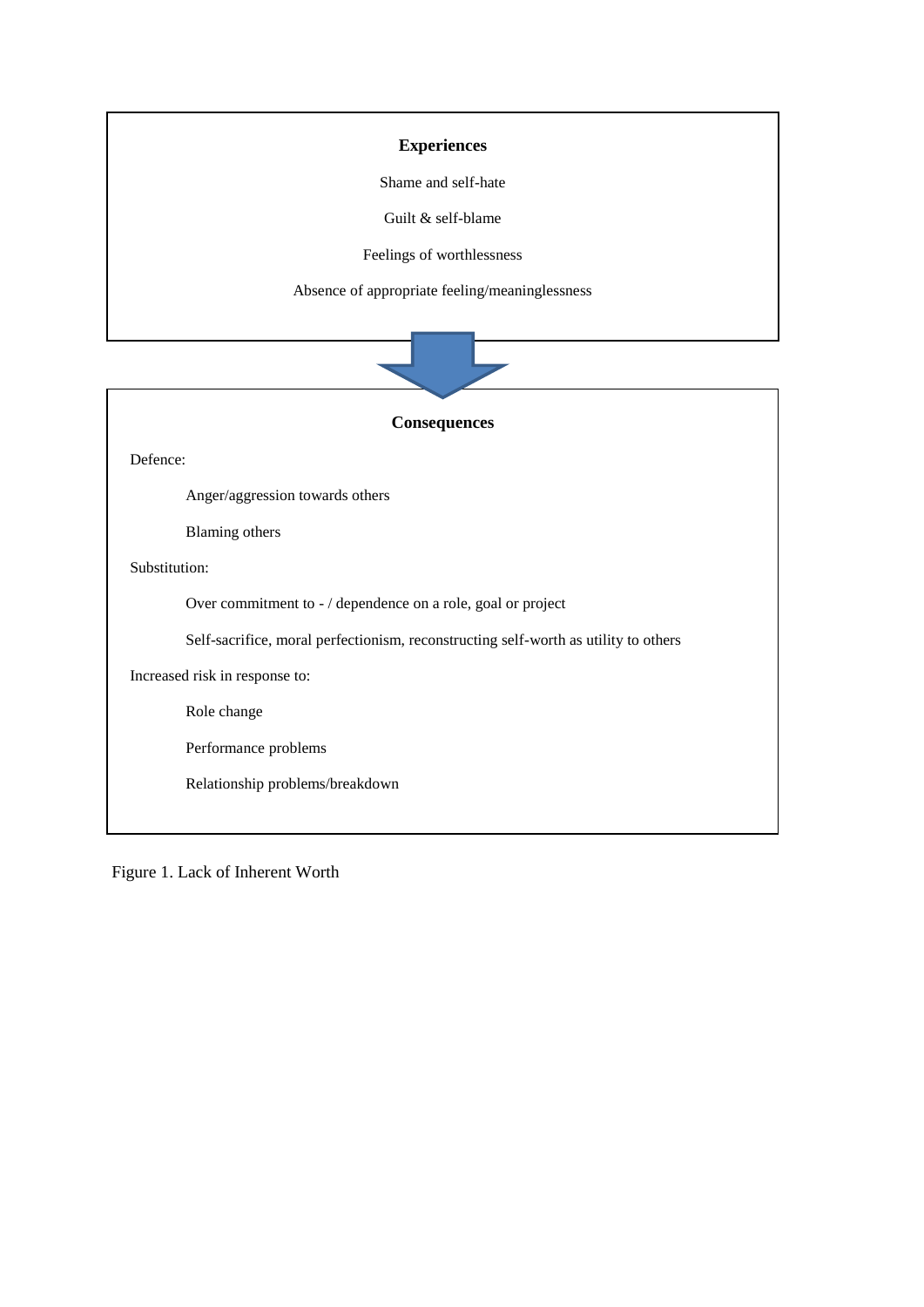**Experiences**

Shame and self-hate

Guilt & self-blame

Feelings of worthlessness

Absence of appropriate feeling/meaninglessness

**Consequences**

Defence:

- Anger/aggression towards others
- Blaming others

Substitution:

- Over commitment to - / dependence on a role, goal or project
- Self-sacrifice, moral perfectionism, reconstructing self-worth as utility to others

Increased risk in response to:

- Role change
- Performance problems
- Relationship problems/breakdown

Figure 1. Lack of Inherent Worth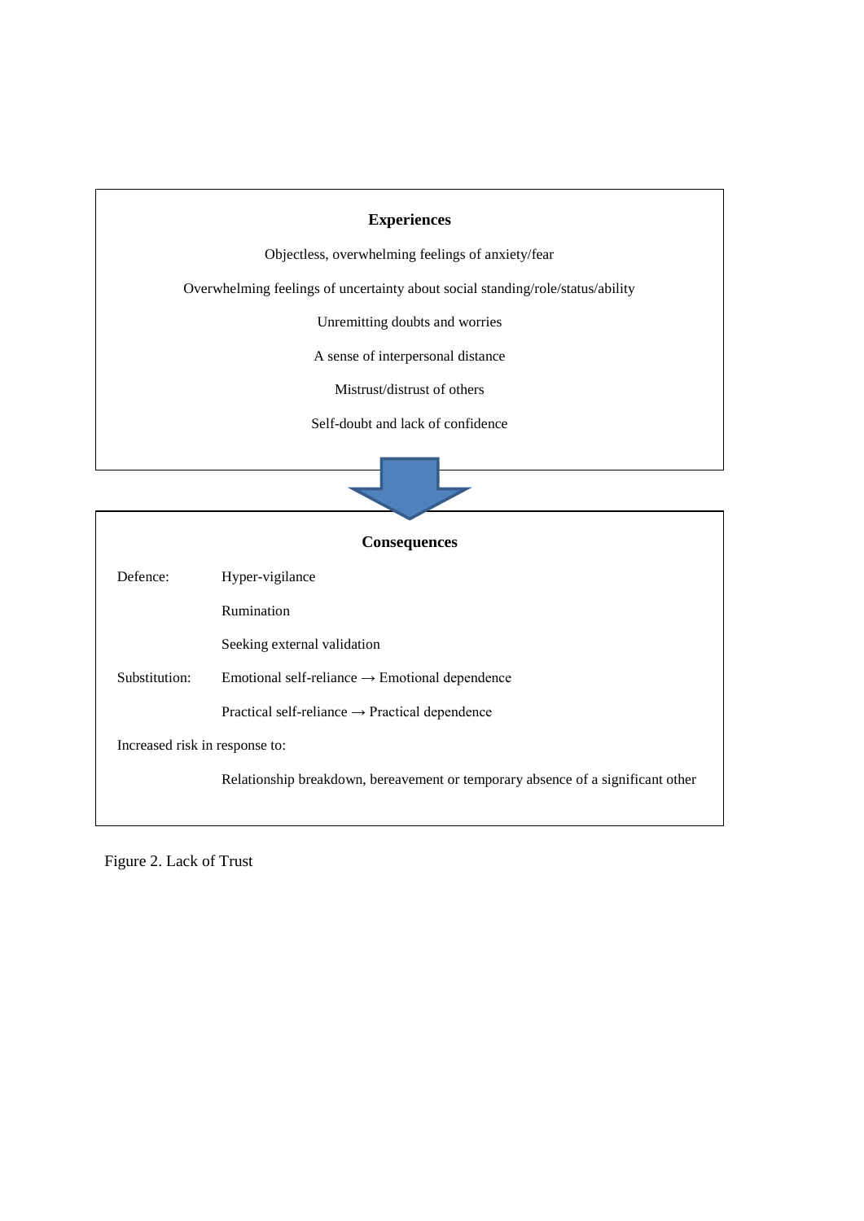**Experiences**

Objectless, overwhelming feelings of anxiety/fear

Overwhelming feelings of uncertainty about social standing/role/status/ability

Unremitting doubts and worries

A sense of interpersonal distance

Mistrust/distrust of others

Self-doubt and lack of confidence

**Consequences**

| | |
|---|---|
| Defence: | Hyper-vigilance |
| | Rumination |
| | Seeking external validation |
| Substitution: | Emotional self-reliance → Emotional dependence |
| | Practical self-reliance → Practical dependence |
| Increased risk in response to: | |
| | Relationship breakdown, bereavement or temporary absence of a significant other |

Figure 2. Lack of Trust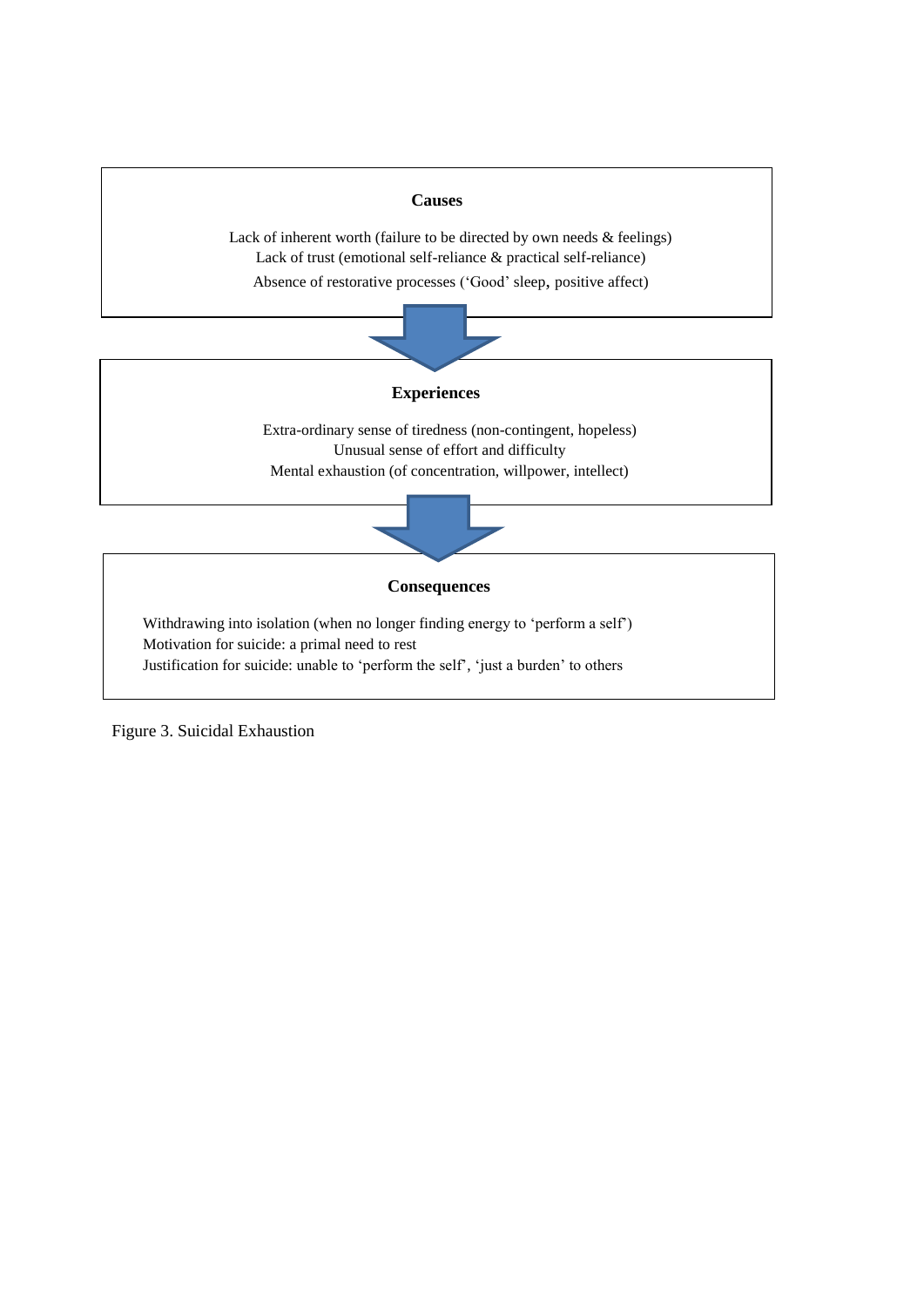**Causes**

Lack of inherent worth (failure to be directed by own needs & feelings)
Lack of trust (emotional self-reliance & practical self-reliance)
Absence of restorative processes ('Good' sleep, positive affect)

**Experiences**

Extra-ordinary sense of tiredness (non-contingent, hopeless)
Unusual sense of effort and difficulty
Mental exhaustion (of concentration, willpower, intellect)

**Consequences**

Withdrawing into isolation (when no longer finding energy to 'perform a self')
Motivation for suicide: a primal need to rest
Justification for suicide: unable to 'perform the self', 'just a burden' to others

Figure 3. Suicidal Exhaustion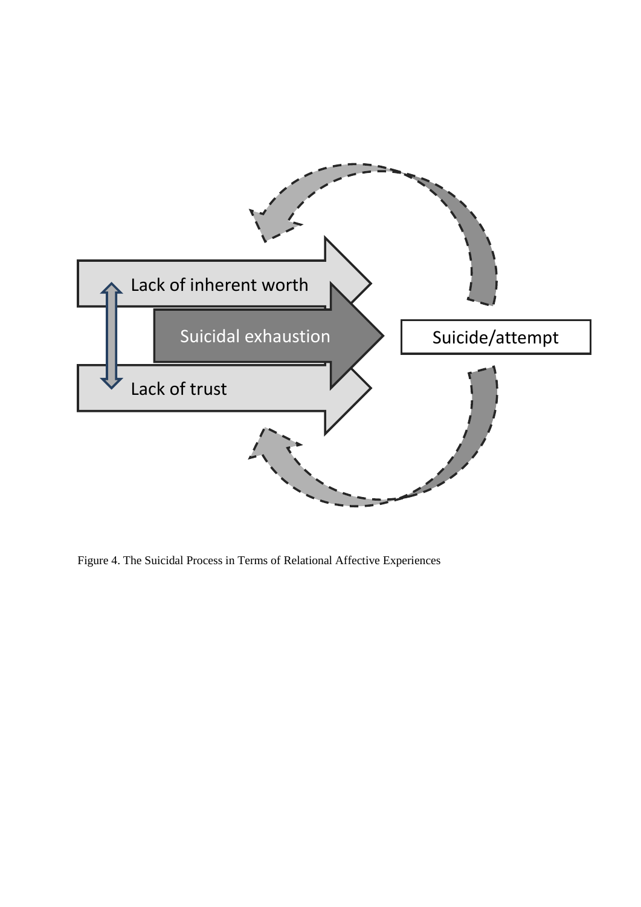Lack of inherent worth

Suicidal exhaustion

Lack of trust

Suicide/attempt

Figure 4. The Suicidal Process in Terms of Relational Affective Experiences